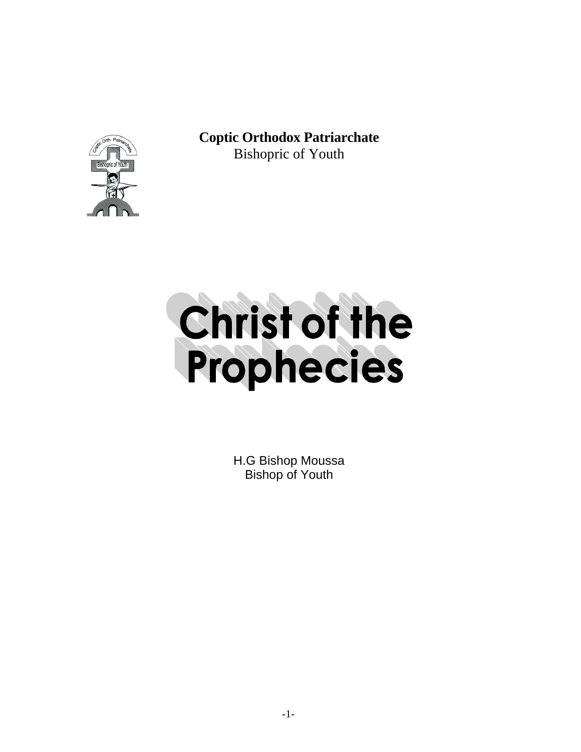**Coptic Orthodox Patriarchate**
Bishopric of Youth

# Christ of the Prophecies

H.G Bishop Moussa
Bishop of Youth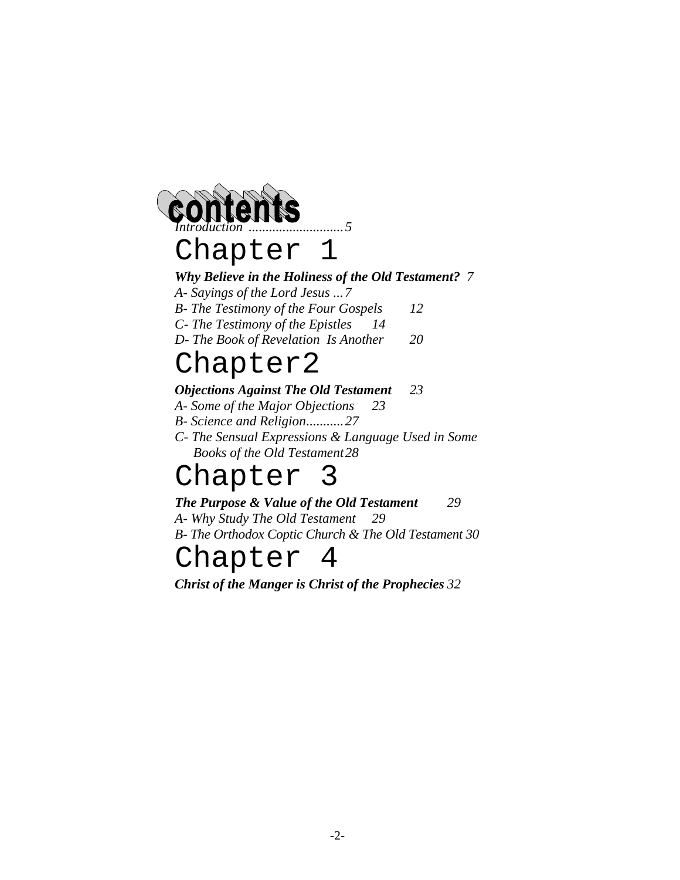# contents

*Introduction ............................5*

## Chapter 1

***Why Believe in the Holiness of the Old Testament?*** *7*

*A- Sayings of the Lord Jesus ...7*

*B- The Testimony of the Four Gospels 12*

*C- The Testimony of the Epistles 14*

*D- The Book of Revelation Is Another 20*

## Chapter2

***Objections Against The Old Testament*** *23*

*A- Some of the Major Objections 23*

*B- Science and Religion...........27*

*C- The Sensual Expressions & Language Used in Some Books of the Old Testament 28*

## Chapter 3

***The Purpose & Value of the Old Testament*** *29*

*A- Why Study The Old Testament 29*

*B- The Orthodox Coptic Church & The Old Testament 30*

## Chapter 4

***Christ of the Manger is Christ of the Prophecies*** *32*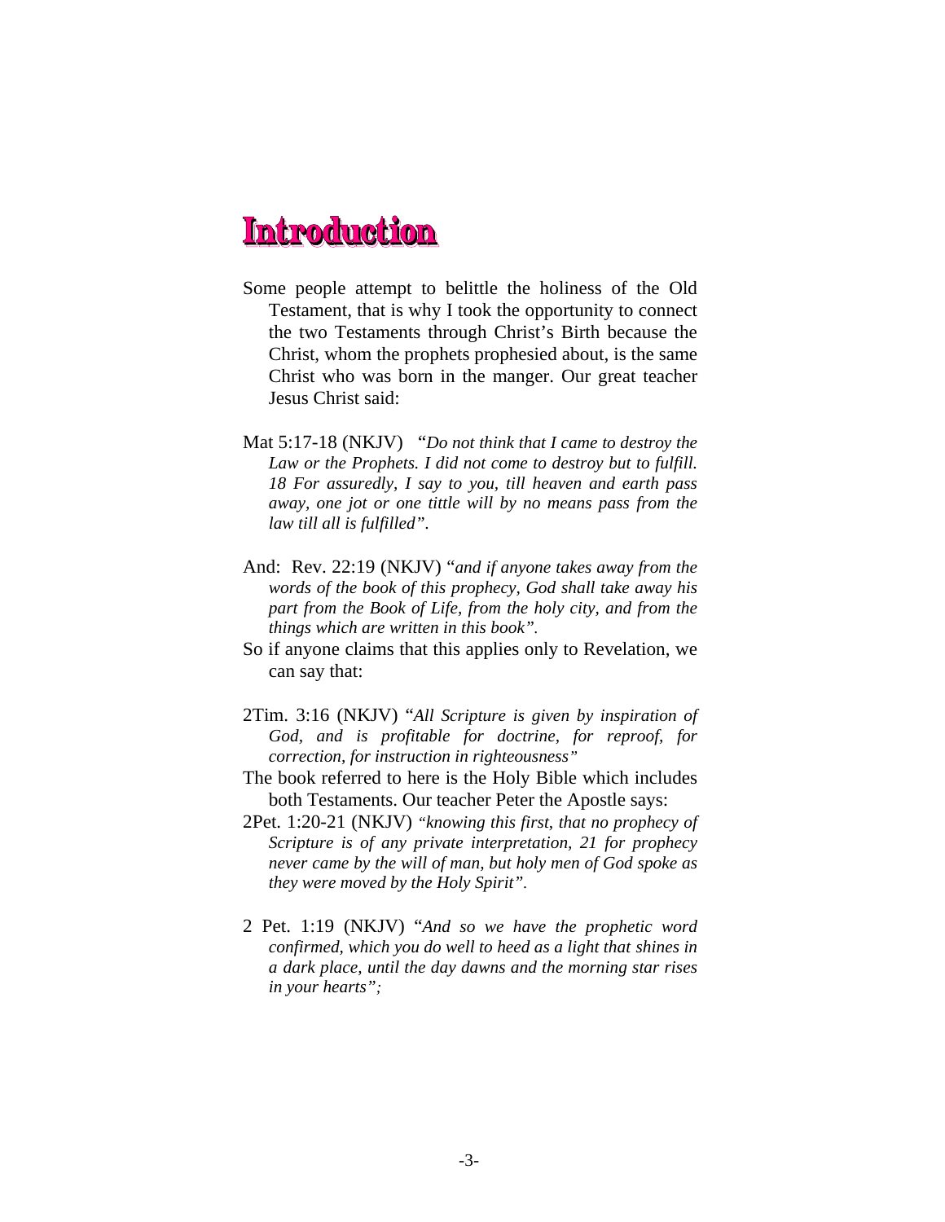# Introduction

Some people attempt to belittle the holiness of the Old Testament, that is why I took the opportunity to connect the two Testaments through Christ's Birth because the Christ, whom the prophets prophesied about, is the same Christ who was born in the manger. Our great teacher Jesus Christ said:

Mat 5:17-18 (NKJV) "*Do not think that I came to destroy the Law or the Prophets. I did not come to destroy but to fulfill. 18 For assuredly, I say to you, till heaven and earth pass away, one jot or one tittle will by no means pass from the law till all is fulfilled*".

And: Rev. 22:19 (NKJV) "*and if anyone takes away from the words of the book of this prophecy, God shall take away his part from the Book of Life, from the holy city, and from the things which are written in this book*".

So if anyone claims that this applies only to Revelation, we can say that:

2Tim. 3:16 (NKJV) "*All Scripture is given by inspiration of God, and is profitable for doctrine, for reproof, for correction, for instruction in righteousness*"

The book referred to here is the Holy Bible which includes both Testaments. Our teacher Peter the Apostle says:

2Pet. 1:20-21 (NKJV) "*knowing this first, that no prophecy of Scripture is of any private interpretation, 21 for prophecy never came by the will of man, but holy men of God spoke as they were moved by the Holy Spirit*".

2 Pet. 1:19 (NKJV) "*And so we have the prophetic word confirmed, which you do well to heed as a light that shines in a dark place, until the day dawns and the morning star rises in your hearts*";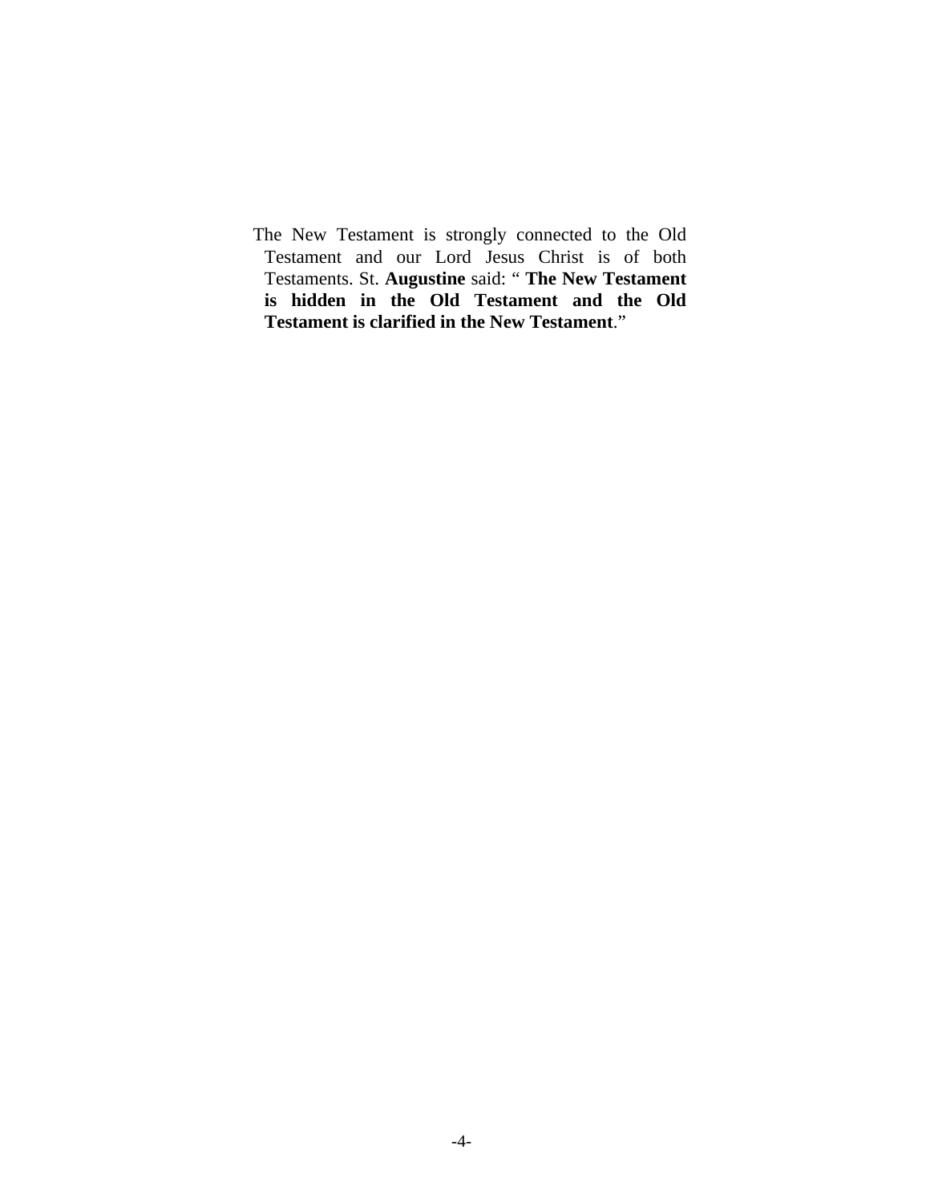The New Testament is strongly connected to the Old Testament and our Lord Jesus Christ is of both Testaments. St. **Augustine** said: " **The New Testament is hidden in the Old Testament and the Old Testament is clarified in the New Testament**."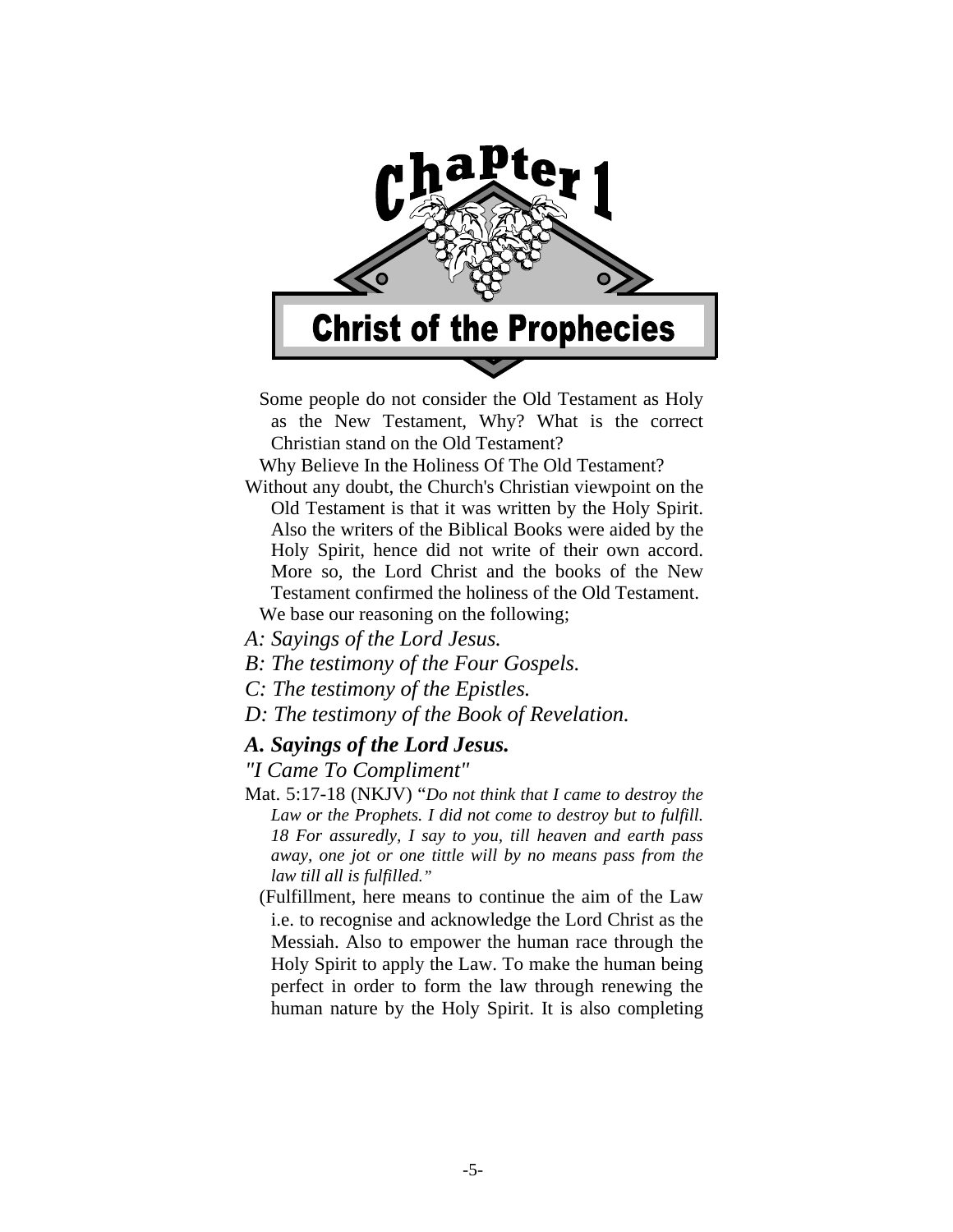# Chapter 1

## Christ of the Prophecies

Some people do not consider the Old Testament as Holy as the New Testament, Why? What is the correct Christian stand on the Old Testament?

Why Believe In the Holiness Of The Old Testament?

Without any doubt, the Church's Christian viewpoint on the Old Testament is that it was written by the Holy Spirit. Also the writers of the Biblical Books were aided by the Holy Spirit, hence did not write of their own accord. More so, the Lord Christ and the books of the New Testament confirmed the holiness of the Old Testament.

We base our reasoning on the following;

*A: Sayings of the Lord Jesus.*

*B: The testimony of the Four Gospels.*

*C: The testimony of the Epistles.*

*D: The testimony of the Book of Revelation.*

### *A. Sayings of the Lord Jesus.*

*"I Came To Compliment"*

Mat. 5:17-18 (NKJV) "*Do not think that I came to destroy the Law or the Prophets. I did not come to destroy but to fulfill. 18 For assuredly, I say to you, till heaven and earth pass away, one jot or one tittle will by no means pass from the law till all is fulfilled.*"

(Fulfillment, here means to continue the aim of the Law i.e. to recognise and acknowledge the Lord Christ as the Messiah. Also to empower the human race through the Holy Spirit to apply the Law. To make the human being perfect in order to form the law through renewing the human nature by the Holy Spirit. It is also completing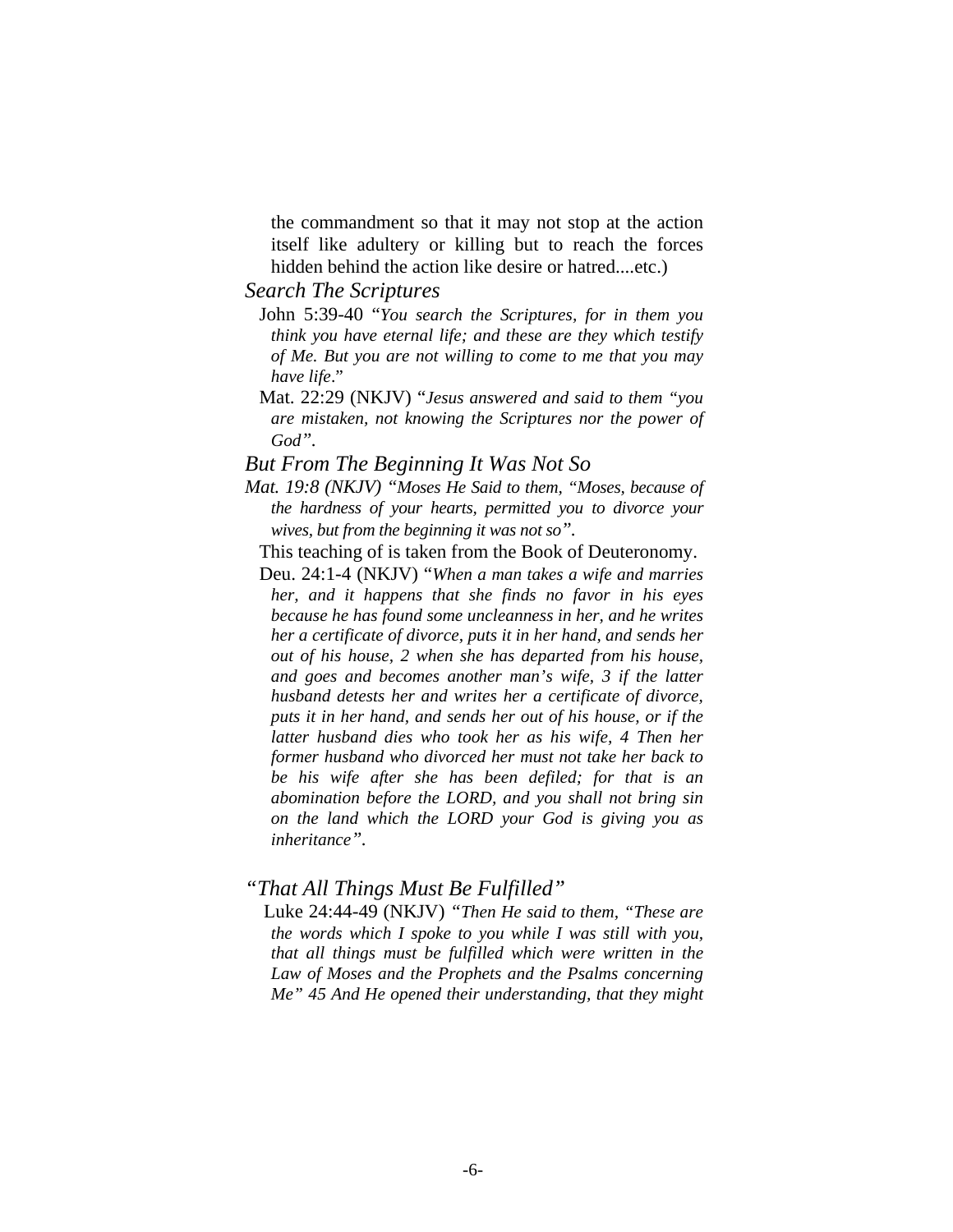the commandment so that it may not stop at the action itself like adultery or killing but to reach the forces hidden behind the action like desire or hatred....etc.)

### *Search The Scriptures*

John 5:39-40 "*You search the Scriptures, for in them you think you have eternal life; and these are they which testify of Me. But you are not willing to come to me that you may have life*."

Mat. 22:29 (NKJV) "*Jesus answered and said to them "you are mistaken, not knowing the Scriptures nor the power of God"*.

### *But From The Beginning It Was Not So*

*Mat. 19:8 (NKJV) "Moses He Said to them, "Moses, because of the hardness of your hearts, permitted you to divorce your wives, but from the beginning it was not so"*.

This teaching of is taken from the Book of Deuteronomy.

Deu. 24:1-4 (NKJV) "*When a man takes a wife and marries her, and it happens that she finds no favor in his eyes because he has found some uncleanness in her, and he writes her a certificate of divorce, puts it in her hand, and sends her out of his house, 2 when she has departed from his house, and goes and becomes another man's wife, 3 if the latter husband detests her and writes her a certificate of divorce, puts it in her hand, and sends her out of his house, or if the latter husband dies who took her as his wife, 4 Then her former husband who divorced her must not take her back to be his wife after she has been defiled; for that is an abomination before the LORD, and you shall not bring sin on the land which the LORD your God is giving you as inheritance"*.

### *"That All Things Must Be Fulfilled"*

Luke 24:44-49 (NKJV) *"Then He said to them, "These are the words which I spoke to you while I was still with you, that all things must be fulfilled which were written in the Law of Moses and the Prophets and the Psalms concerning Me" 45 And He opened their understanding, that they might*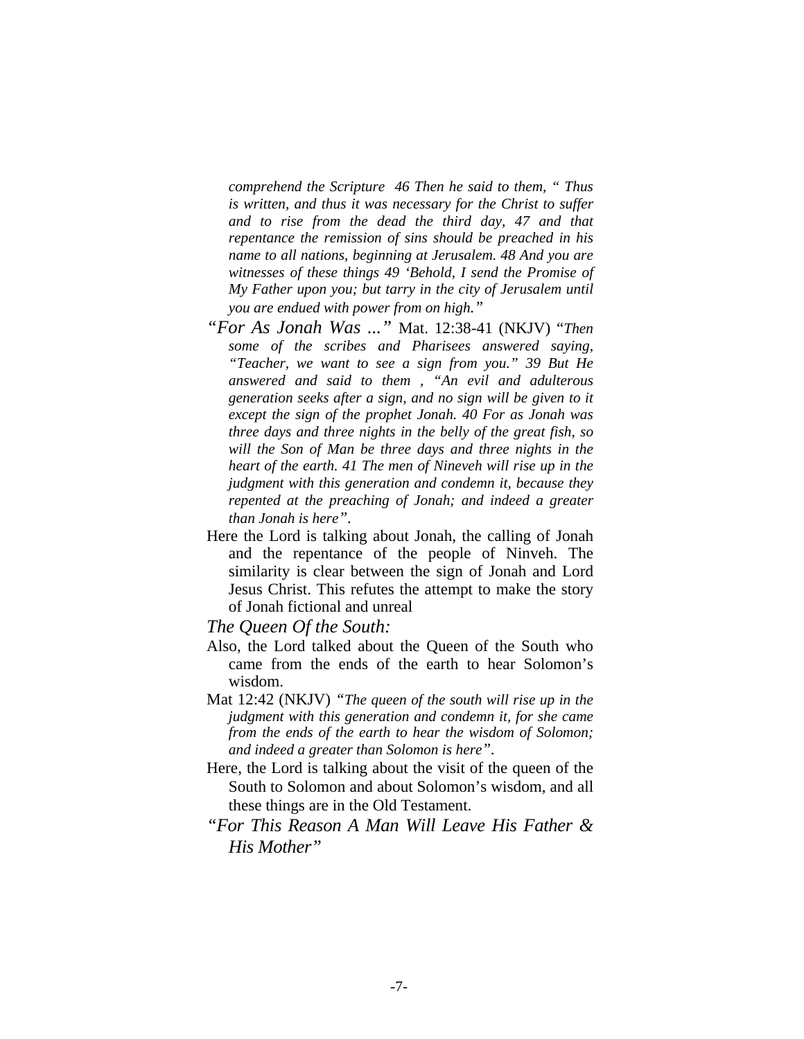*comprehend the Scripture 46 Then he said to them, " Thus is written, and thus it was necessary for the Christ to suffer and to rise from the dead the third day, 47 and that repentance the remission of sins should be preached in his name to all nations, beginning at Jerusalem. 48 And you are witnesses of these things 49 'Behold, I send the Promise of My Father upon you; but tarry in the city of Jerusalem until you are endued with power from on high."*

*"For As Jonah Was ..."* Mat. 12:38-41 (NKJV) "*Then some of the scribes and Pharisees answered saying, "Teacher, we want to see a sign from you." 39 But He answered and said to them , "An evil and adulterous generation seeks after a sign, and no sign will be given to it except the sign of the prophet Jonah. 40 For as Jonah was three days and three nights in the belly of the great fish, so will the Son of Man be three days and three nights in the heart of the earth. 41 The men of Nineveh will rise up in the judgment with this generation and condemn it, because they repented at the preaching of Jonah; and indeed a greater than Jonah is here".*

Here the Lord is talking about Jonah, the calling of Jonah and the repentance of the people of Ninveh. The similarity is clear between the sign of Jonah and Lord Jesus Christ. This refutes the attempt to make the story of Jonah fictional and unreal

*The Queen Of the South:*

Also, the Lord talked about the Queen of the South who came from the ends of the earth to hear Solomon's wisdom.

Mat 12:42 (NKJV) *"The queen of the south will rise up in the judgment with this generation and condemn it, for she came from the ends of the earth to hear the wisdom of Solomon; and indeed a greater than Solomon is here".*

Here, the Lord is talking about the visit of the queen of the South to Solomon and about Solomon's wisdom, and all these things are in the Old Testament.

*"For This Reason A Man Will Leave His Father & His Mother"*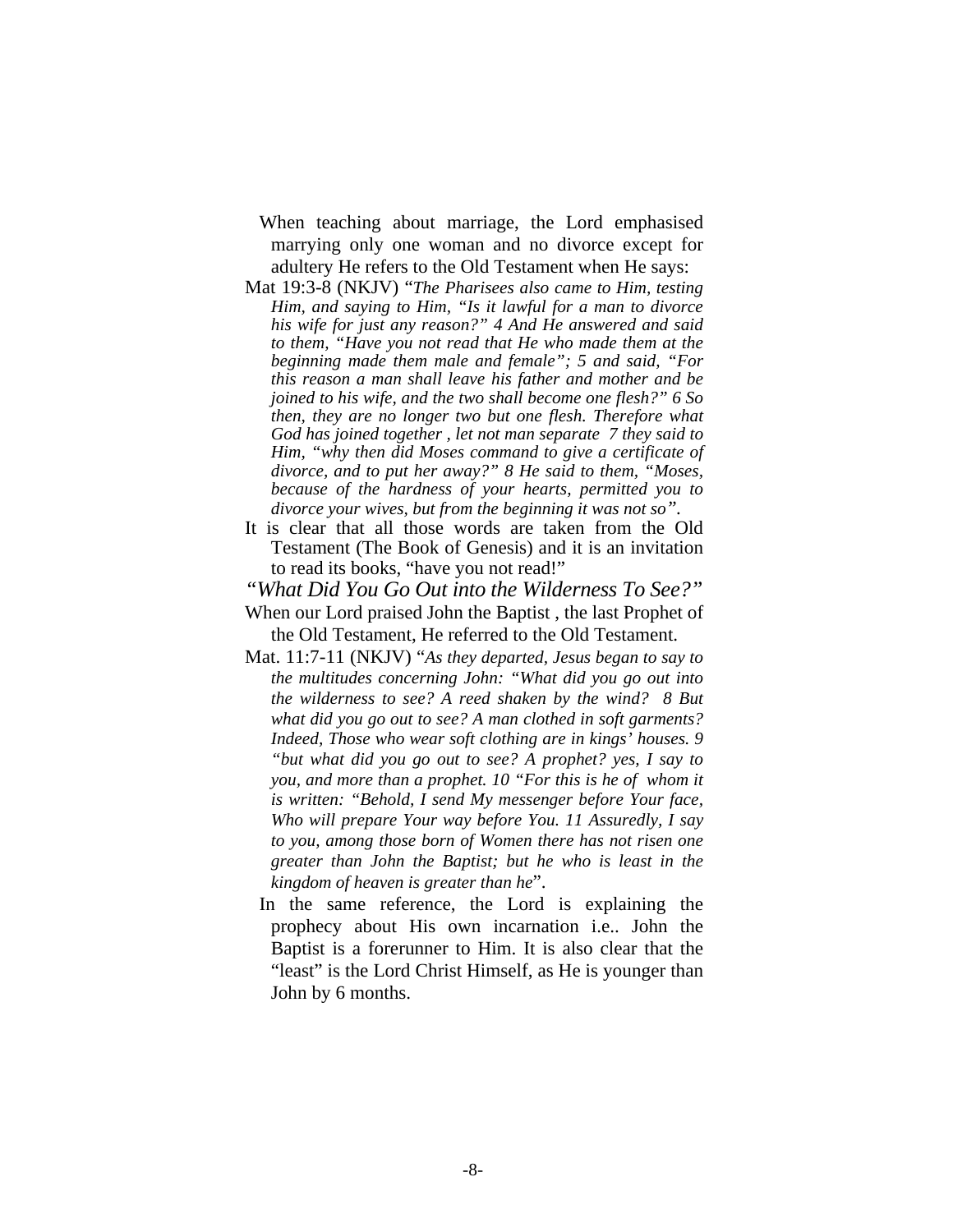When teaching about marriage, the Lord emphasised marrying only one woman and no divorce except for adultery He refers to the Old Testament when He says:

Mat 19:3-8 (NKJV) "*The Pharisees also came to Him, testing Him, and saying to Him, "Is it lawful for a man to divorce his wife for just any reason?" 4 And He answered and said to them, "Have you not read that He who made them at the beginning made them male and female"; 5 and said, "For this reason a man shall leave his father and mother and be joined to his wife, and the two shall become one flesh?" 6 So then, they are no longer two but one flesh. Therefore what God has joined together , let not man separate 7 they said to Him, "why then did Moses command to give a certificate of divorce, and to put her away?" 8 He said to them, "Moses, because of the hardness of your hearts, permitted you to divorce your wives, but from the beginning it was not so"*.

It is clear that all those words are taken from the Old Testament (The Book of Genesis) and it is an invitation to read its books, "have you not read!"

## *"What Did You Go Out into the Wilderness To See?"*

When our Lord praised John the Baptist , the last Prophet of the Old Testament, He referred to the Old Testament.

Mat. 11:7-11 (NKJV) "*As they departed, Jesus began to say to the multitudes concerning John: "What did you go out into the wilderness to see? A reed shaken by the wind? 8 But what did you go out to see? A man clothed in soft garments? Indeed, Those who wear soft clothing are in kings' houses. 9 "but what did you go out to see? A prophet? yes, I say to you, and more than a prophet. 10 "For this is he of whom it is written: "Behold, I send My messenger before Your face, Who will prepare Your way before You. 11 Assuredly, I say to you, among those born of Women there has not risen one greater than John the Baptist; but he who is least in the kingdom of heaven is greater than he*".

In the same reference, the Lord is explaining the prophecy about His own incarnation i.e.. John the Baptist is a forerunner to Him. It is also clear that the "least" is the Lord Christ Himself, as He is younger than John by 6 months.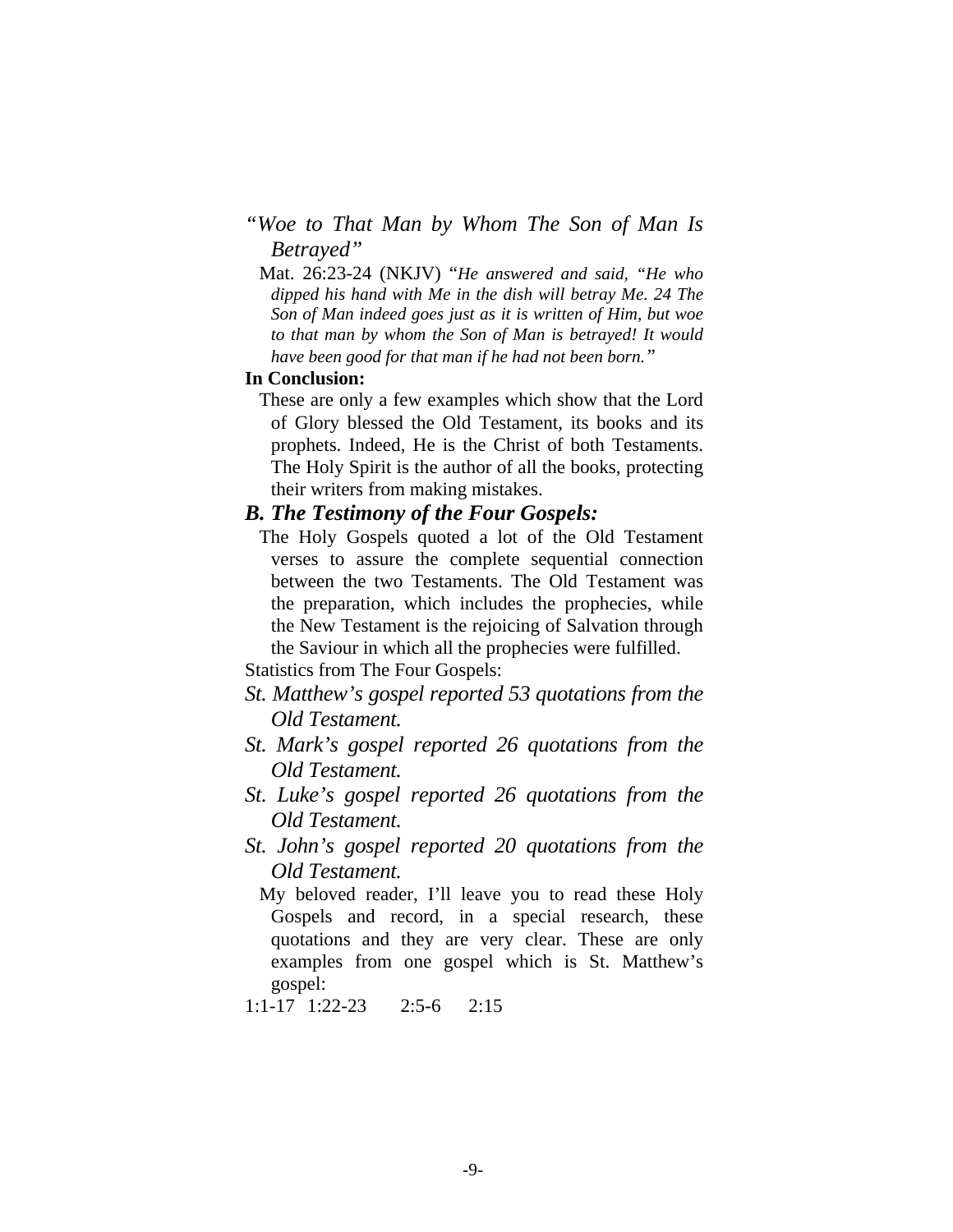*"Woe to That Man by Whom The Son of Man Is Betrayed"*

Mat. 26:23-24 (NKJV) "*He answered and said, "He who dipped his hand with Me in the dish will betray Me. 24 The Son of Man indeed goes just as it is written of Him, but woe to that man by whom the Son of Man is betrayed! It would have been good for that man if he had not been born.*"

**In Conclusion:**

These are only a few examples which show that the Lord of Glory blessed the Old Testament, its books and its prophets. Indeed, He is the Christ of both Testaments. The Holy Spirit is the author of all the books, protecting their writers from making mistakes.

## *B. The Testimony of the Four Gospels:*

The Holy Gospels quoted a lot of the Old Testament verses to assure the complete sequential connection between the two Testaments. The Old Testament was the preparation, which includes the prophecies, while the New Testament is the rejoicing of Salvation through the Saviour in which all the prophecies were fulfilled.

Statistics from The Four Gospels:

*St. Matthew's gospel reported 53 quotations from the Old Testament.*

*St. Mark's gospel reported 26 quotations from the Old Testament.*

*St. Luke's gospel reported 26 quotations from the Old Testament.*

*St. John's gospel reported 20 quotations from the Old Testament.*

My beloved reader, I'll leave you to read these Holy Gospels and record, in a special research, these quotations and they are very clear. These are only examples from one gospel which is St. Matthew's gospel:

1:1-17 1:22-23 2:5-6 2:15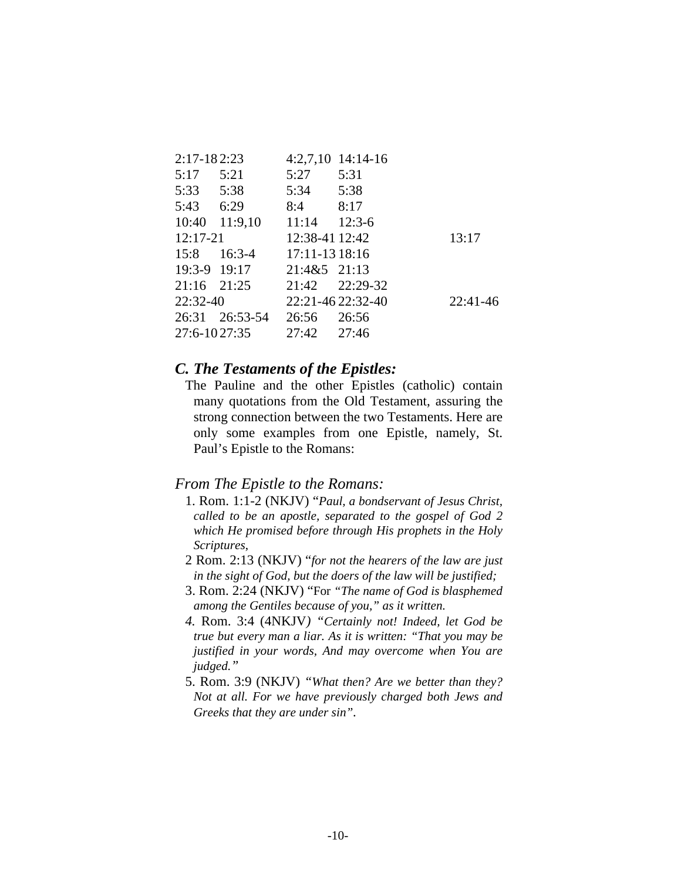| | | | | |
|---|---|---|---|---|
| 2:17-18 | 2:23 | 4:2,7,10 | 14:14-16 | |
| 5:17 | 5:21 | 5:27 | 5:31 | |
| 5:33 | 5:38 | 5:34 | 5:38 | |
| 5:43 | 6:29 | 8:4 | 8:17 | |
| 10:40 | 11:9,10 | 11:14 | 12:3-6 | |
| 12:17-21 | | 12:38-41 | 12:42 | 13:17 |
| 15:8 | 16:3-4 | 17:11-13 | 18:16 | |
| 19:3-9 | 19:17 | 21:4&5 | 21:13 | |
| 21:16 | 21:25 | 21:42 | 22:29-32 | |
| 22:32-40 | | 22:21-46 | 22:32-40 | 22:41-46 |
| 26:31 | 26:53-54 | 26:56 | 26:56 | |
| 27:6-10 | 27:35 | 27:42 | 27:46 | |

### *C. The Testaments of the Epistles:*

The Pauline and the other Epistles (catholic) contain many quotations from the Old Testament, assuring the strong connection between the two Testaments. Here are only some examples from one Epistle, namely, St. Paul's Epistle to the Romans:

### *From The Epistle to the Romans:*

1. Rom. 1:1-2 (NKJV) "*Paul, a bondservant of Jesus Christ, called to be an apostle, separated to the gospel of God 2 which He promised before through His prophets in the Holy Scriptures,*
2 Rom. 2:13 (NKJV) "*for not the hearers of the law are just in the sight of God, but the doers of the law will be justified;*
3. Rom. 2:24 (NKJV) "For *"The name of God is blasphemed among the Gentiles because of you," as it written.*
*4.* Rom. 3:4 (4NKJV*) "Certainly not! Indeed, let God be true but every man a liar. As it is written: "That you may be justified in your words, And may overcome when You are judged."*
5. Rom. 3:9 (NKJV) *"What then? Are we better than they? Not at all. For we have previously charged both Jews and Greeks that they are under sin".*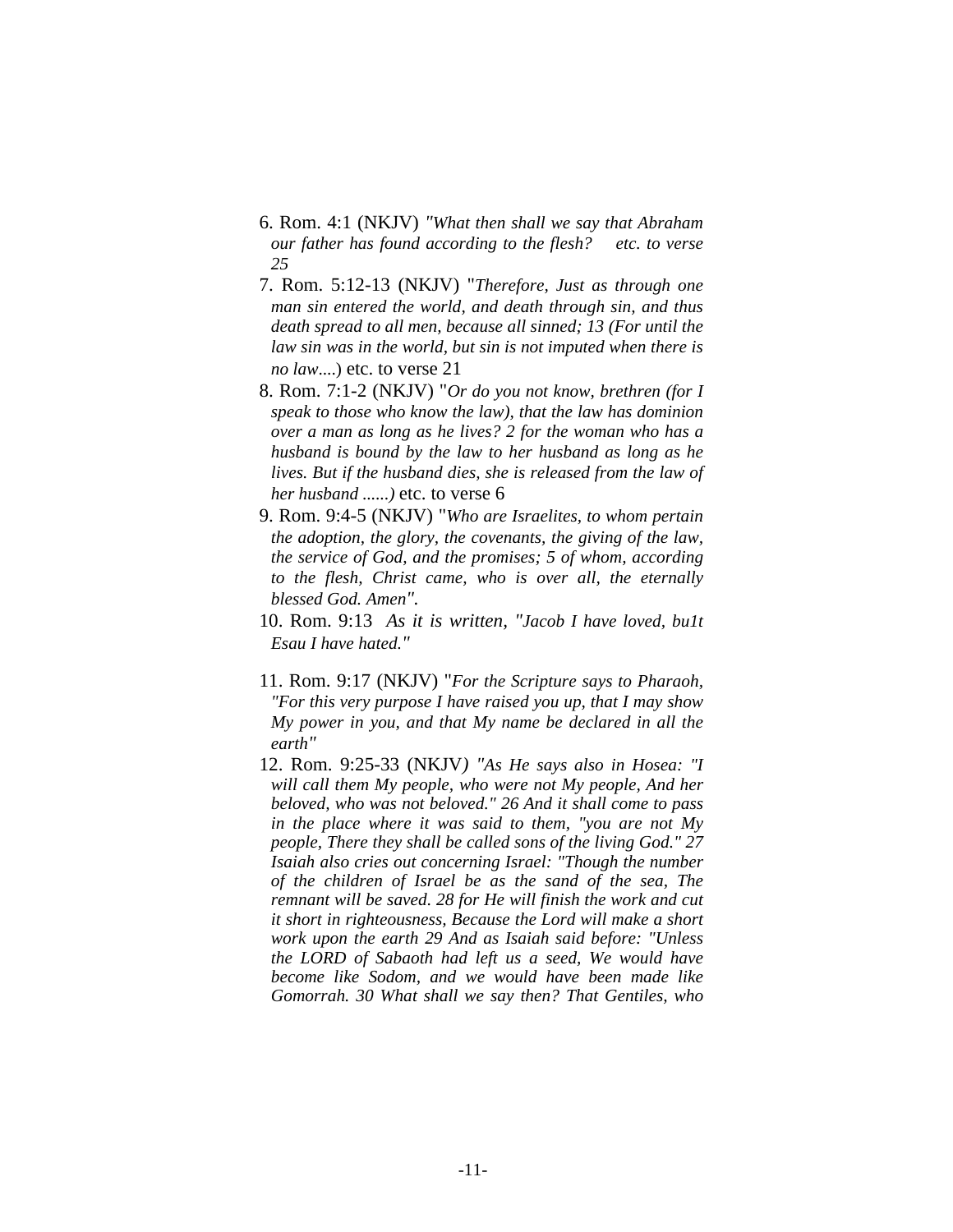6. Rom. 4:1 (NKJV) *"What then shall we say that Abraham our father has found according to the flesh? etc. to verse 25*
7. Rom. 5:12-13 (NKJV) "*Therefore, Just as through one man sin entered the world, and death through sin, and thus death spread to all men, because all sinned; 13 (For until the law sin was in the world, but sin is not imputed when there is no law....*) etc. to verse 21
8. Rom. 7:1-2 (NKJV) "*Or do you not know, brethren (for I speak to those who know the law), that the law has dominion over a man as long as he lives? 2 for the woman who has a husband is bound by the law to her husband as long as he lives. But if the husband dies, she is released from the law of her husband ......)* etc. to verse 6
9. Rom. 9:4-5 (NKJV) "*Who are Israelites, to whom pertain the adoption, the glory, the covenants, the giving of the law, the service of God, and the promises; 5 of whom, according to the flesh, Christ came, who is over all, the eternally blessed God. Amen".*
10. Rom. 9:13 *As it is written, "Jacob I have loved, bu1t Esau I have hated."*
11. Rom. 9:17 (NKJV) "*For the Scripture says to Pharaoh, "For this very purpose I have raised you up, that I may show My power in you, and that My name be declared in all the earth"*
12. Rom. 9:25-33 (NKJV*) "As He says also in Hosea: "I will call them My people, who were not My people, And her beloved, who was not beloved." 26 And it shall come to pass in the place where it was said to them, "you are not My people, There they shall be called sons of the living God." 27 Isaiah also cries out concerning Israel: "Though the number of the children of Israel be as the sand of the sea, The remnant will be saved. 28 for He will finish the work and cut it short in righteousness, Because the Lord will make a short work upon the earth 29 And as Isaiah said before: "Unless the LORD of Sabaoth had left us a seed, We would have become like Sodom, and we would have been made like Gomorrah. 30 What shall we say then? That Gentiles, who*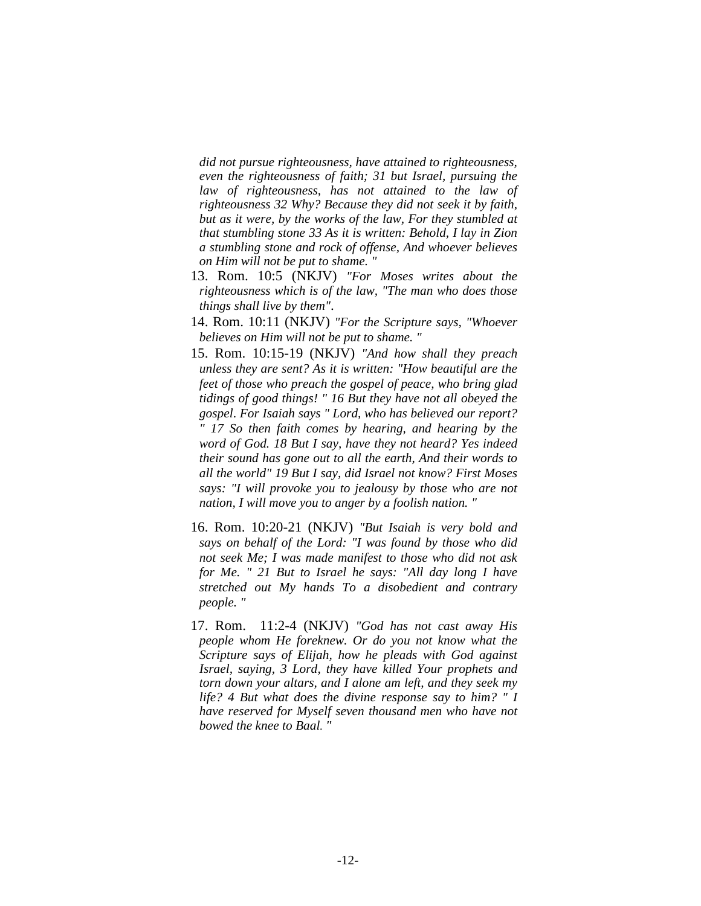*did not pursue righteousness, have attained to righteousness, even the righteousness of faith; 31 but Israel, pursuing the law of righteousness, has not attained to the law of righteousness 32 Why? Because they did not seek it by faith, but as it were, by the works of the law, For they stumbled at that stumbling stone 33 As it is written: Behold, I lay in Zion a stumbling stone and rock of offense, And whoever believes on Him will not be put to shame. "*

13. Rom. 10:5 (NKJV) *"For Moses writes about the righteousness which is of the law, "The man who does those things shall live by them".*
14. Rom. 10:11 (NKJV) *"For the Scripture says, "Whoever believes on Him will not be put to shame. "*
15. Rom. 10:15-19 (NKJV) *"And how shall they preach unless they are sent? As it is written: "How beautiful are the feet of those who preach the gospel of peace, who bring glad tidings of good things! " 16 But they have not all obeyed the gospel. For Isaiah says " Lord, who has believed our report? " 17 So then faith comes by hearing, and hearing by the word of God. 18 But I say, have they not heard? Yes indeed their sound has gone out to all the earth, And their words to all the world" 19 But I say, did Israel not know? First Moses says: "I will provoke you to jealousy by those who are not nation, I will move you to anger by a foolish nation. "*
16. Rom. 10:20-21 (NKJV) *"But Isaiah is very bold and says on behalf of the Lord: "I was found by those who did not seek Me; I was made manifest to those who did not ask for Me. " 21 But to Israel he says: "All day long I have stretched out My hands To a disobedient and contrary people. "*
17. Rom. 11:2-4 (NKJV) *"God has not cast away His people whom He foreknew. Or do you not know what the Scripture says of Elijah, how he pleads with God against Israel, saying, 3 Lord, they have killed Your prophets and torn down your altars, and I alone am left, and they seek my life? 4 But what does the divine response say to him? " I have reserved for Myself seven thousand men who have not bowed the knee to Baal. "*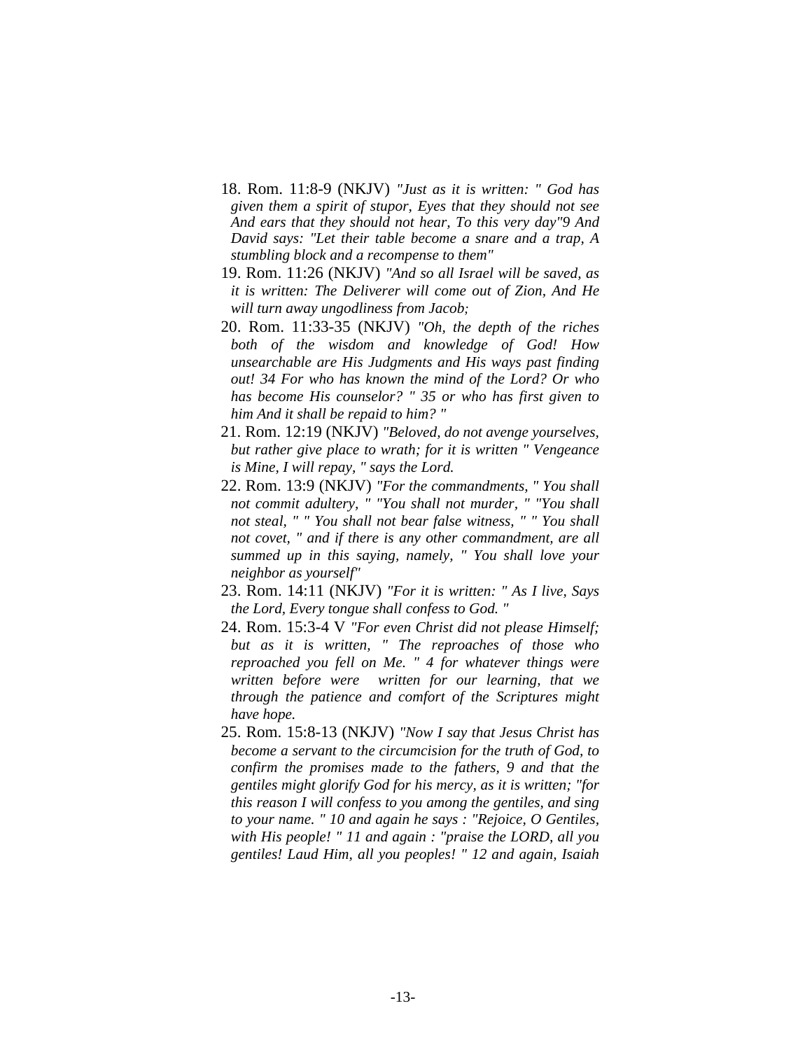18. Rom. 11:8-9 (NKJV) *"Just as it is written: " God has given them a spirit of stupor, Eyes that they should not see And ears that they should not hear, To this very day"9 And David says: "Let their table become a snare and a trap, A stumbling block and a recompense to them"*
19. Rom. 11:26 (NKJV) *"And so all Israel will be saved, as it is written: The Deliverer will come out of Zion, And He will turn away ungodliness from Jacob;*
20. Rom. 11:33-35 (NKJV) *"Oh, the depth of the riches both of the wisdom and knowledge of God! How unsearchable are His Judgments and His ways past finding out! 34 For who has known the mind of the Lord? Or who has become His counselor? " 35 or who has first given to him And it shall be repaid to him? "*
21. Rom. 12:19 (NKJV) *"Beloved, do not avenge yourselves, but rather give place to wrath; for it is written " Vengeance is Mine, I will repay, " says the Lord.*
22. Rom. 13:9 (NKJV) *"For the commandments, " You shall not commit adultery, " "You shall not murder, " "You shall not steal, " " You shall not bear false witness, " " You shall not covet, " and if there is any other commandment, are all summed up in this saying, namely, " You shall love your neighbor as yourself"*
23. Rom. 14:11 (NKJV) *"For it is written: " As I live, Says the Lord, Every tongue shall confess to God. "*
24. Rom. 15:3-4 V *"For even Christ did not please Himself; but as it is written, " The reproaches of those who reproached you fell on Me. " 4 for whatever things were written before were written for our learning, that we through the patience and comfort of the Scriptures might have hope.*
25. Rom. 15:8-13 (NKJV) *"Now I say that Jesus Christ has become a servant to the circumcision for the truth of God, to confirm the promises made to the fathers, 9 and that the gentiles might glorify God for his mercy, as it is written; "for this reason I will confess to you among the gentiles, and sing to your name. " 10 and again he says : "Rejoice, O Gentiles, with His people! " 11 and again : "praise the LORD, all you gentiles! Laud Him, all you peoples! " 12 and again, Isaiah*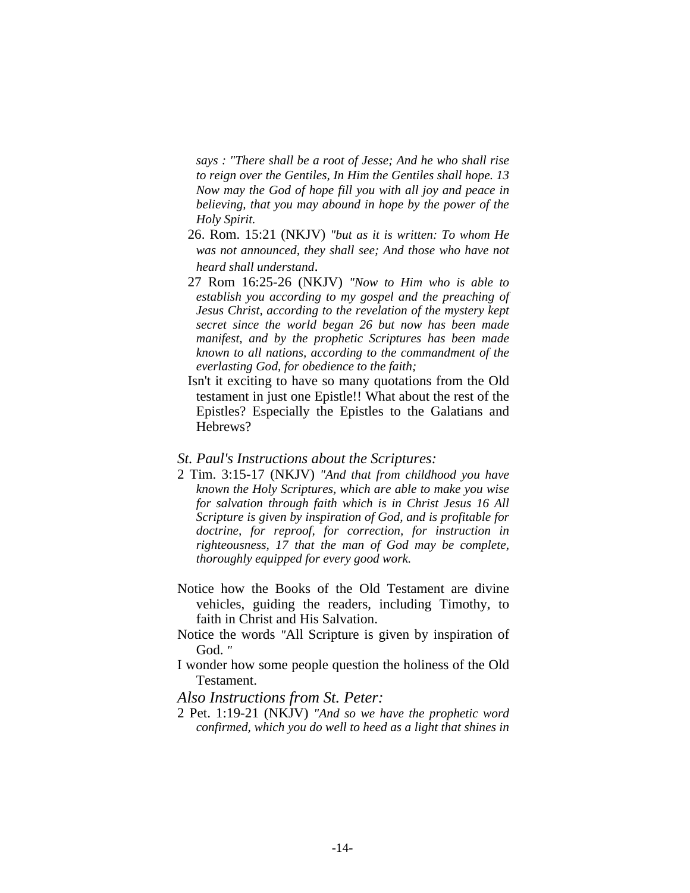*says : "There shall be a root of Jesse; And he who shall rise to reign over the Gentiles, In Him the Gentiles shall hope. 13 Now may the God of hope fill you with all joy and peace in believing, that you may abound in hope by the power of the Holy Spirit.*

26. Rom. 15:21 (NKJV) *"but as it is written: To whom He was not announced, they shall see; And those who have not heard shall understand*.

27 Rom 16:25-26 (NKJV) *"Now to Him who is able to establish you according to my gospel and the preaching of Jesus Christ, according to the revelation of the mystery kept secret since the world began 26 but now has been made manifest, and by the prophetic Scriptures has been made known to all nations, according to the commandment of the everlasting God, for obedience to the faith;*

Isn't it exciting to have so many quotations from the Old testament in just one Epistle!! What about the rest of the Epistles? Especially the Epistles to the Galatians and Hebrews?

*St. Paul's Instructions about the Scriptures:*

2 Tim. 3:15-17 (NKJV) *"And that from childhood you have known the Holy Scriptures, which are able to make you wise for salvation through faith which is in Christ Jesus 16 All Scripture is given by inspiration of God, and is profitable for doctrine, for reproof, for correction, for instruction in righteousness, 17 that the man of God may be complete, thoroughly equipped for every good work.*

Notice how the Books of the Old Testament are divine vehicles, guiding the readers, including Timothy, to faith in Christ and His Salvation.

Notice the words "All Scripture is given by inspiration of God. "

I wonder how some people question the holiness of the Old Testament.

*Also Instructions from St. Peter:*

2 Pet. 1:19-21 (NKJV) *"And so we have the prophetic word confirmed, which you do well to heed as a light that shines in*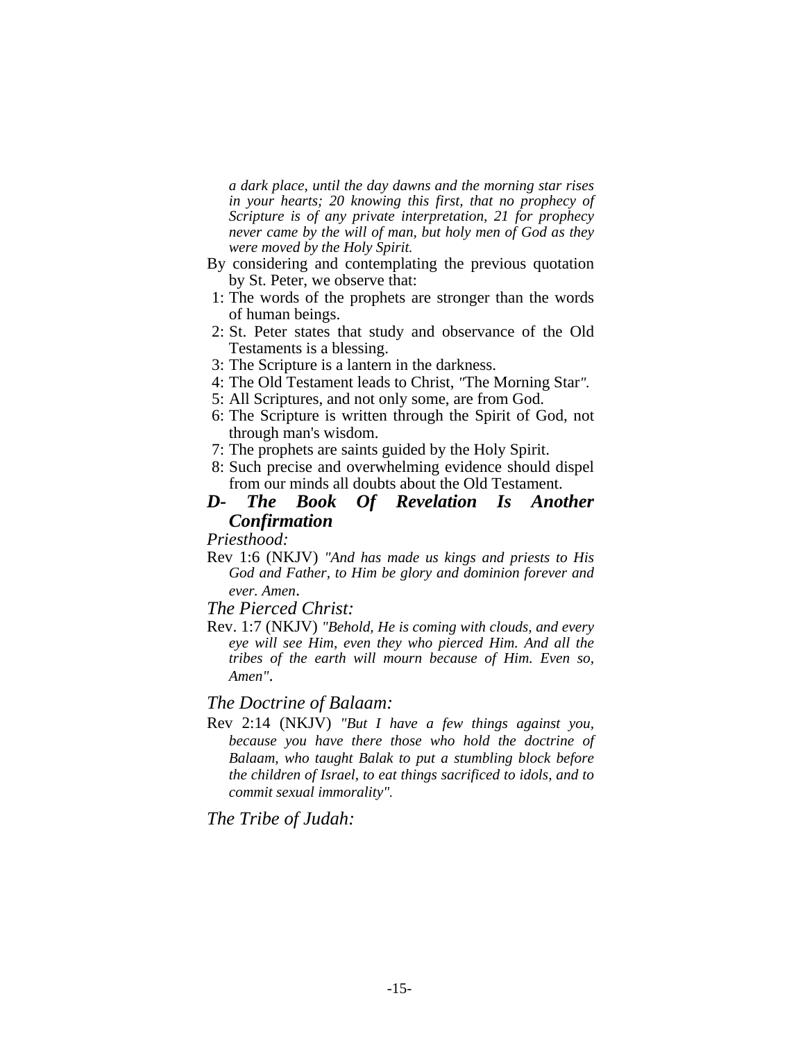*a dark place, until the day dawns and the morning star rises in your hearts; 20 knowing this first, that no prophecy of Scripture is of any private interpretation, 21 for prophecy never came by the will of man, but holy men of God as they were moved by the Holy Spirit.*

By considering and contemplating the previous quotation by St. Peter, we observe that:

1: The words of the prophets are stronger than the words of human beings.
2: St. Peter states that study and observance of the Old Testaments is a blessing.
3: The Scripture is a lantern in the darkness.
4: The Old Testament leads to Christ, *"*The Morning Star*"*.
5: All Scriptures, and not only some, are from God.
6: The Scripture is written through the Spirit of God, not through man's wisdom.
7: The prophets are saints guided by the Holy Spirit.
8: Such precise and overwhelming evidence should dispel from our minds all doubts about the Old Testament.

## *D- The Book Of Revelation Is Another Confirmation*

*Priesthood:*

Rev 1:6 (NKJV) *"And has made us kings and priests to His God and Father, to Him be glory and dominion forever and ever. Amen*.

*The Pierced Christ:*

Rev. 1:7 (NKJV) *"Behold, He is coming with clouds, and every eye will see Him, even they who pierced Him. And all the tribes of the earth will mourn because of Him. Even so, Amen"*.

*The Doctrine of Balaam:*

Rev 2:14 (NKJV) *"But I have a few things against you, because you have there those who hold the doctrine of Balaam, who taught Balak to put a stumbling block before the children of Israel, to eat things sacrificed to idols, and to commit sexual immorality".*

*The Tribe of Judah:*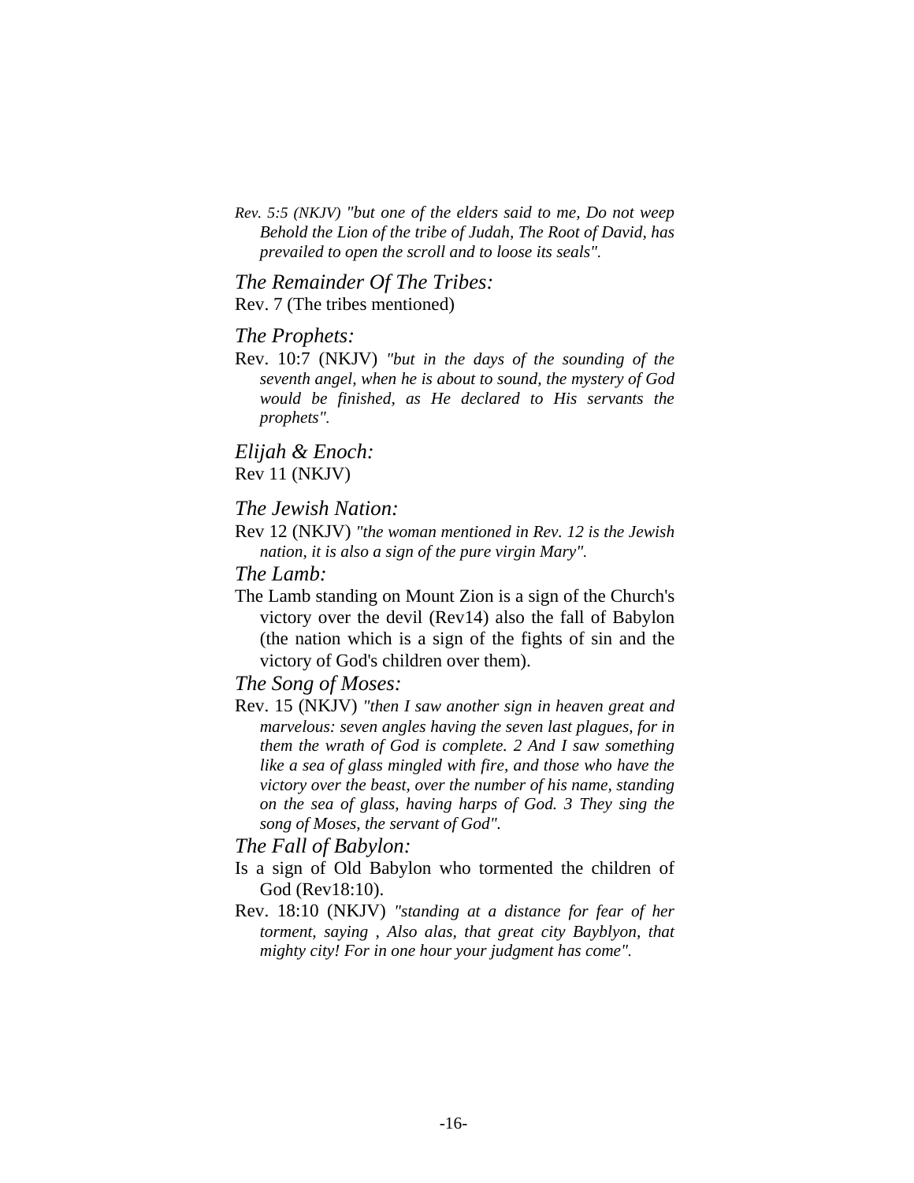*Rev. 5:5 (NKJV) "but one of the elders said to me, Do not weep Behold the Lion of the tribe of Judah, The Root of David, has prevailed to open the scroll and to loose its seals".*

### *The Remainder Of The Tribes:*

Rev. 7 (The tribes mentioned)

### *The Prophets:*

Rev. 10:7 (NKJV) *"but in the days of the sounding of the seventh angel, when he is about to sound, the mystery of God would be finished, as He declared to His servants the prophets".*

### *Elijah & Enoch:*

Rev 11 (NKJV)

### *The Jewish Nation:*

Rev 12 (NKJV) *"the woman mentioned in Rev. 12 is the Jewish nation, it is also a sign of the pure virgin Mary".*

### *The Lamb:*

The Lamb standing on Mount Zion is a sign of the Church's victory over the devil (Rev14) also the fall of Babylon (the nation which is a sign of the fights of sin and the victory of God's children over them).

### *The Song of Moses:*

Rev. 15 (NKJV) *"then I saw another sign in heaven great and marvelous: seven angles having the seven last plagues, for in them the wrath of God is complete. 2 And I saw something like a sea of glass mingled with fire, and those who have the victory over the beast, over the number of his name, standing on the sea of glass, having harps of God. 3 They sing the song of Moses, the servant of God".*

### *The Fall of Babylon:*

Is a sign of Old Babylon who tormented the children of God (Rev18:10).

Rev. 18:10 (NKJV) *"standing at a distance for fear of her torment, saying , Also alas, that great city Bayblyon, that mighty city! For in one hour your judgment has come".*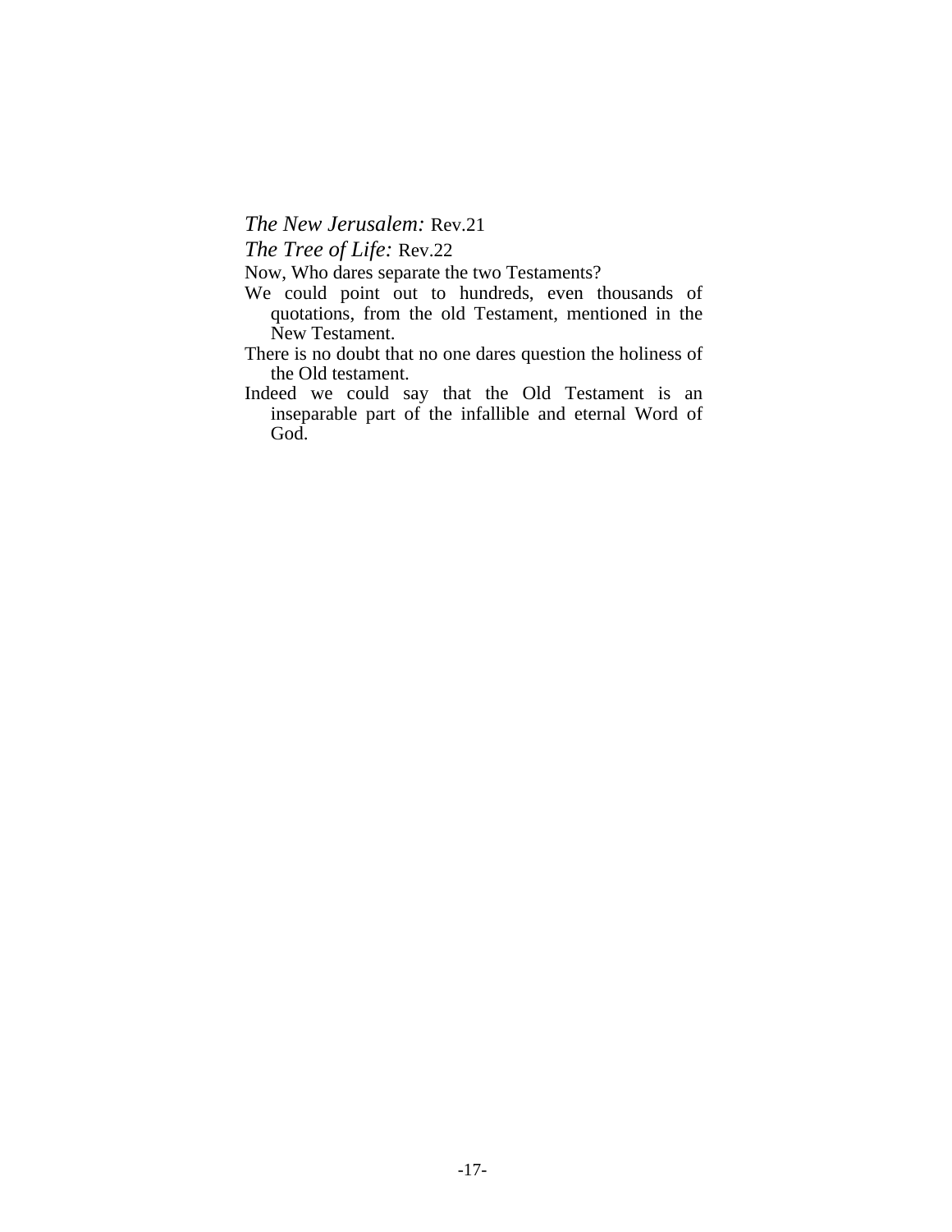*The New Jerusalem:* Rev.21

*The Tree of Life:* Rev.22

Now, Who dares separate the two Testaments?

We could point out to hundreds, even thousands of quotations, from the old Testament, mentioned in the New Testament.

There is no doubt that no one dares question the holiness of the Old testament.

Indeed we could say that the Old Testament is an inseparable part of the infallible and eternal Word of God.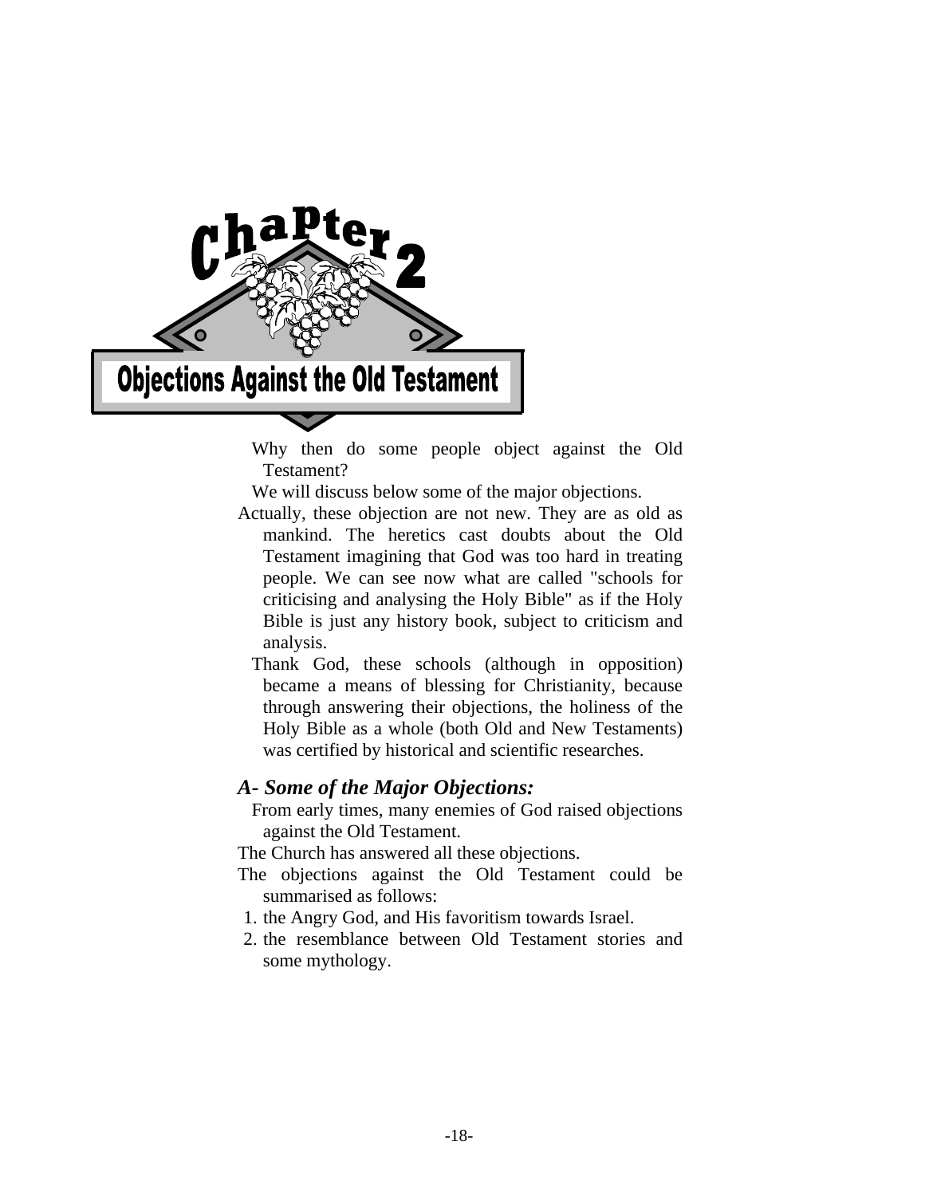# Chapter 2

## Objections Against the Old Testament

Why then do some people object against the Old Testament?

We will discuss below some of the major objections.

Actually, these objection are not new. They are as old as mankind. The heretics cast doubts about the Old Testament imagining that God was too hard in treating people. We can see now what are called "schools for criticising and analysing the Holy Bible" as if the Holy Bible is just any history book, subject to criticism and analysis.

Thank God, these schools (although in opposition) became a means of blessing for Christianity, because through answering their objections, the holiness of the Holy Bible as a whole (both Old and New Testaments) was certified by historical and scientific researches.

### *A- Some of the Major Objections:*

From early times, many enemies of God raised objections against the Old Testament.

The Church has answered all these objections.

The objections against the Old Testament could be summarised as follows:

1. the Angry God, and His favoritism towards Israel.
2. the resemblance between Old Testament stories and some mythology.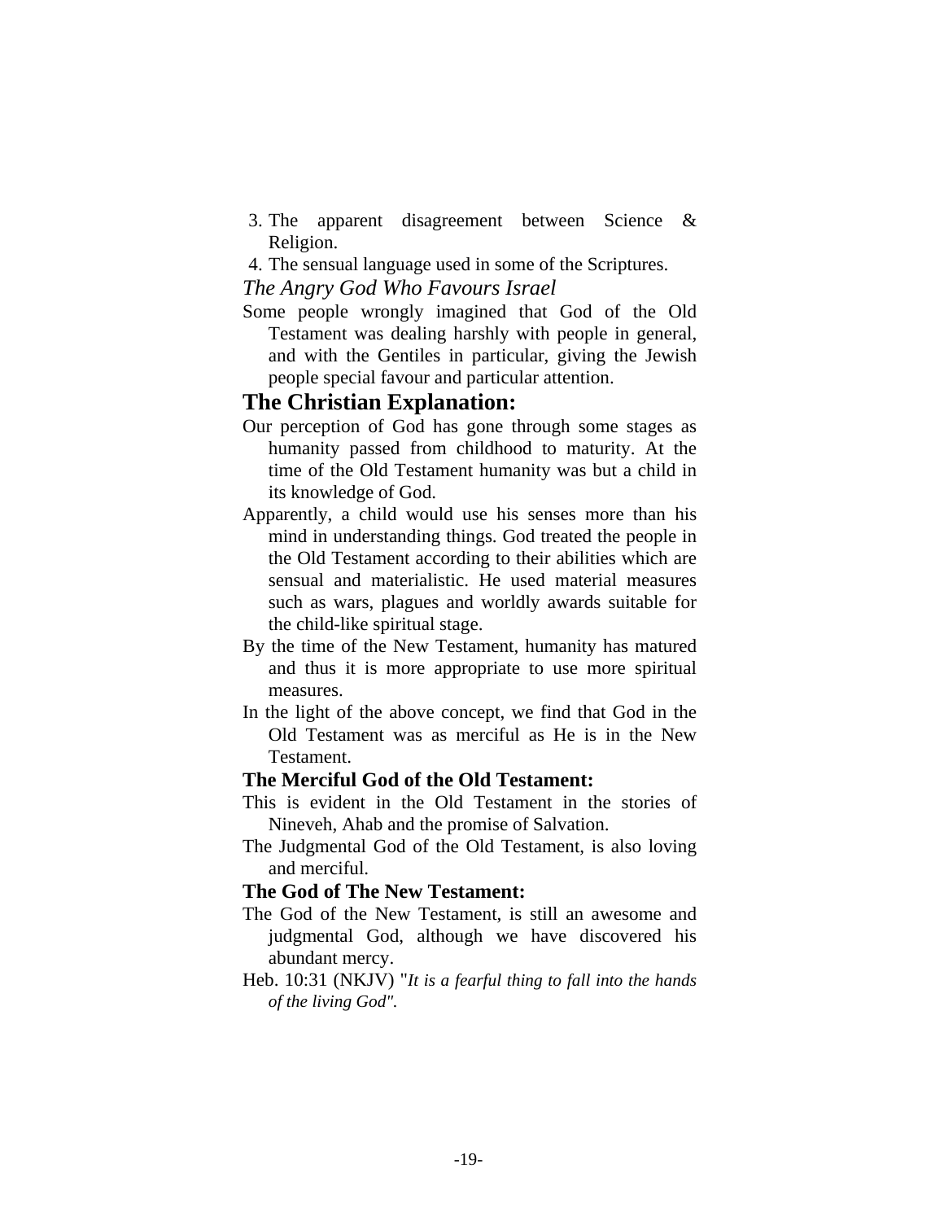3. The apparent disagreement between Science & Religion.
4. The sensual language used in some of the Scriptures.

*The Angry God Who Favours Israel*

Some people wrongly imagined that God of the Old Testament was dealing harshly with people in general, and with the Gentiles in particular, giving the Jewish people special favour and particular attention.

## The Christian Explanation:

Our perception of God has gone through some stages as humanity passed from childhood to maturity. At the time of the Old Testament humanity was but a child in its knowledge of God.

Apparently, a child would use his senses more than his mind in understanding things. God treated the people in the Old Testament according to their abilities which are sensual and materialistic. He used material measures such as wars, plagues and worldly awards suitable for the child-like spiritual stage.

By the time of the New Testament, humanity has matured and thus it is more appropriate to use more spiritual measures.

In the light of the above concept, we find that God in the Old Testament was as merciful as He is in the New Testament.

### The Merciful God of the Old Testament:

This is evident in the Old Testament in the stories of Nineveh, Ahab and the promise of Salvation.

The Judgmental God of the Old Testament, is also loving and merciful.

### The God of The New Testament:

The God of the New Testament, is still an awesome and judgmental God, although we have discovered his abundant mercy.

Heb. 10:31 (NKJV) "*It is a fearful thing to fall into the hands of the living God".*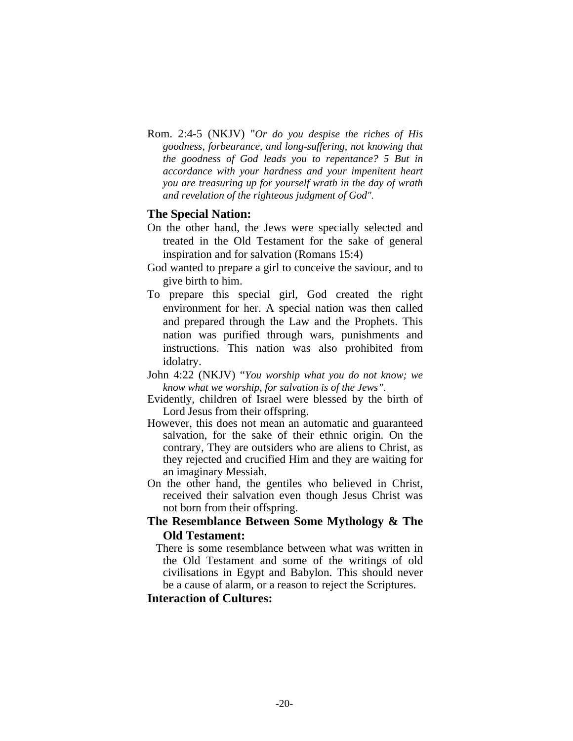Rom. 2:4-5 (NKJV) "*Or do you despise the riches of His goodness, forbearance, and long-suffering, not knowing that the goodness of God leads you to repentance? 5 But in accordance with your hardness and your impenitent heart you are treasuring up for yourself wrath in the day of wrath and revelation of the righteous judgment of God".*

## The Special Nation:

On the other hand, the Jews were specially selected and treated in the Old Testament for the sake of general inspiration and for salvation (Romans 15:4)

God wanted to prepare a girl to conceive the saviour, and to give birth to him.

To prepare this special girl, God created the right environment for her. A special nation was then called and prepared through the Law and the Prophets. This nation was purified through wars, punishments and instructions. This nation was also prohibited from idolatry.

John 4:22 (NKJV) "*You worship what you do not know; we know what we worship, for salvation is of the Jews".*

Evidently, children of Israel were blessed by the birth of Lord Jesus from their offspring.

However, this does not mean an automatic and guaranteed salvation, for the sake of their ethnic origin. On the contrary, They are outsiders who are aliens to Christ, as they rejected and crucified Him and they are waiting for an imaginary Messiah.

On the other hand, the gentiles who believed in Christ, received their salvation even though Jesus Christ was not born from their offspring.

## The Resemblance Between Some Mythology & The Old Testament:

There is some resemblance between what was written in the Old Testament and some of the writings of old civilisations in Egypt and Babylon. This should never be a cause of alarm, or a reason to reject the Scriptures.

## Interaction of Cultures: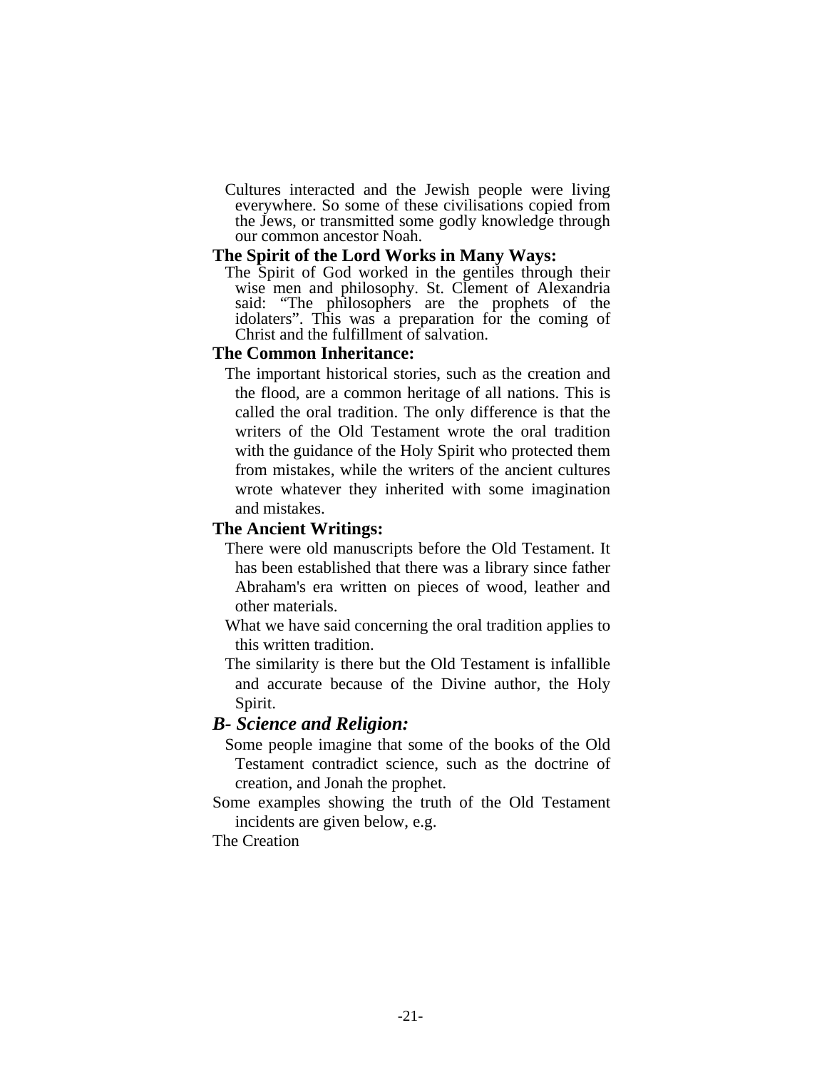Cultures interacted and the Jewish people were living everywhere. So some of these civilisations copied from the Jews, or transmitted some godly knowledge through our common ancestor Noah.

**The Spirit of the Lord Works in Many Ways:**

The Spirit of God worked in the gentiles through their wise men and philosophy. St. Clement of Alexandria said: "The philosophers are the prophets of the idolaters". This was a preparation for the coming of Christ and the fulfillment of salvation.

**The Common Inheritance:**

The important historical stories, such as the creation and the flood, are a common heritage of all nations. This is called the oral tradition. The only difference is that the writers of the Old Testament wrote the oral tradition with the guidance of the Holy Spirit who protected them from mistakes, while the writers of the ancient cultures wrote whatever they inherited with some imagination and mistakes.

**The Ancient Writings:**

There were old manuscripts before the Old Testament. It has been established that there was a library since father Abraham's era written on pieces of wood, leather and other materials.

What we have said concerning the oral tradition applies to this written tradition.

The similarity is there but the Old Testament is infallible and accurate because of the Divine author, the Holy Spirit.

## *B- Science and Religion:*

Some people imagine that some of the books of the Old Testament contradict science, such as the doctrine of creation, and Jonah the prophet.

Some examples showing the truth of the Old Testament incidents are given below, e.g.

The Creation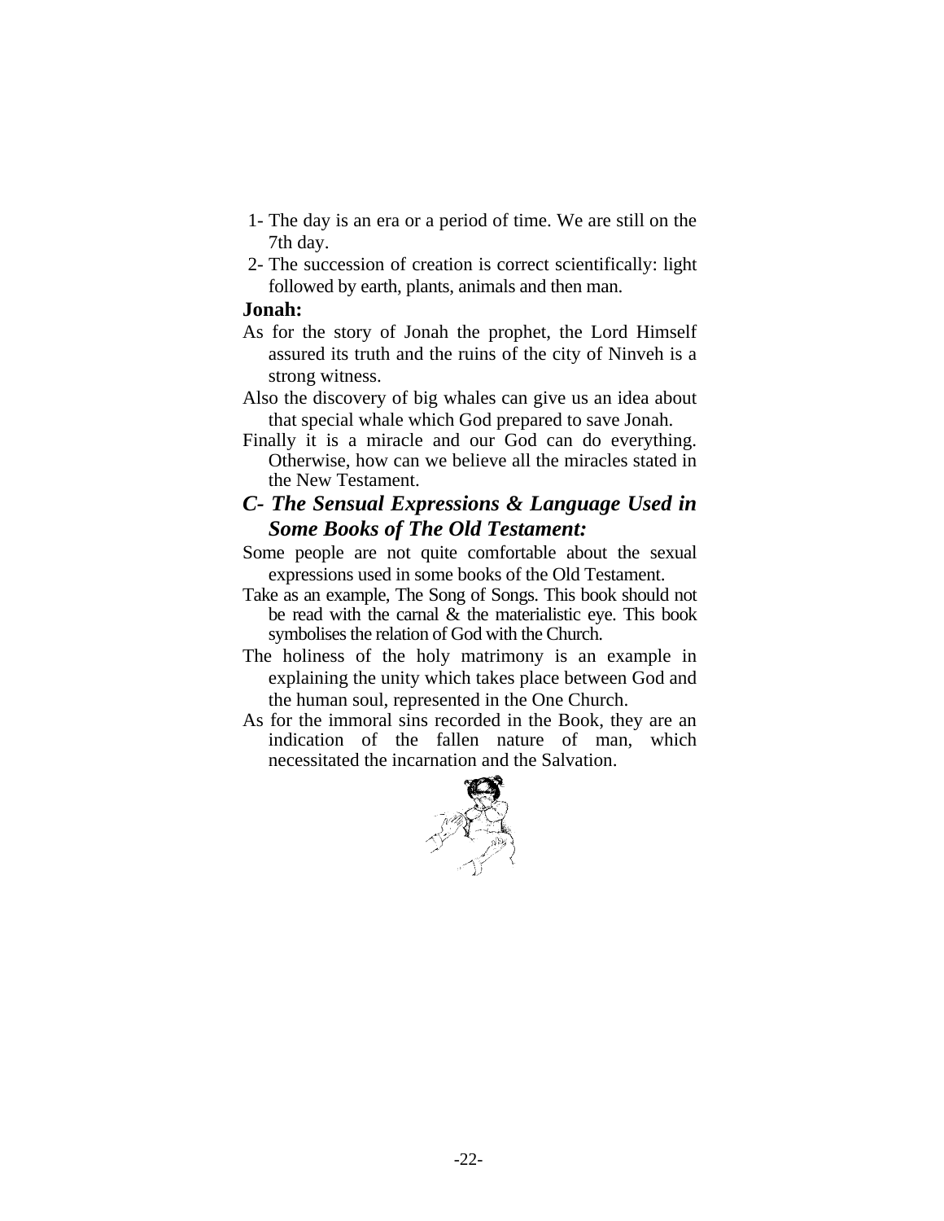1- The day is an era or a period of time. We are still on the 7th day.
2- The succession of creation is correct scientifically: light followed by earth, plants, animals and then man.

**Jonah:**

As for the story of Jonah the prophet, the Lord Himself assured its truth and the ruins of the city of Ninveh is a strong witness.

Also the discovery of big whales can give us an idea about that special whale which God prepared to save Jonah.

Finally it is a miracle and our God can do everything. Otherwise, how can we believe all the miracles stated in the New Testament.

### *C- The Sensual Expressions & Language Used in Some Books of The Old Testament:*

Some people are not quite comfortable about the sexual expressions used in some books of the Old Testament.

Take as an example, The Song of Songs. This book should not be read with the carnal & the materialistic eye. This book symbolises the relation of God with the Church.

The holiness of the holy matrimony is an example in explaining the unity which takes place between God and the human soul, represented in the One Church.

As for the immoral sins recorded in the Book, they are an indication of the fallen nature of man, which necessitated the incarnation and the Salvation.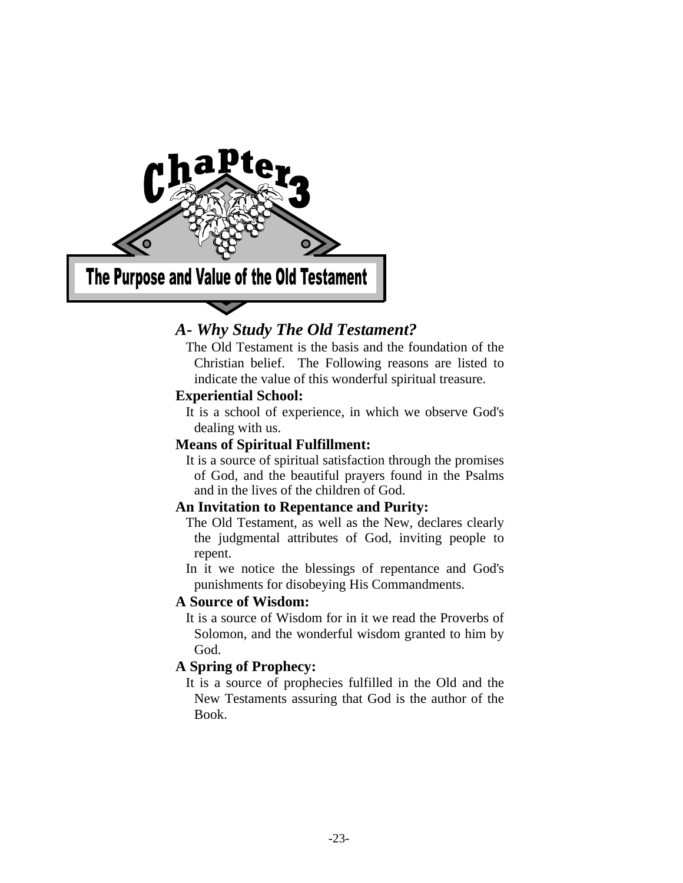# Chapter 3

# The Purpose and Value of the Old Testament

## *A- Why Study The Old Testament?*

The Old Testament is the basis and the foundation of the Christian belief. The Following reasons are listed to indicate the value of this wonderful spiritual treasure.

**Experiential School:**

It is a school of experience, in which we observe God's dealing with us.

**Means of Spiritual Fulfillment:**

It is a source of spiritual satisfaction through the promises of God, and the beautiful prayers found in the Psalms and in the lives of the children of God.

**An Invitation to Repentance and Purity:**

The Old Testament, as well as the New, declares clearly the judgmental attributes of God, inviting people to repent.

In it we notice the blessings of repentance and God's punishments for disobeying His Commandments.

**A Source of Wisdom:**

It is a source of Wisdom for in it we read the Proverbs of Solomon, and the wonderful wisdom granted to him by God.

**A Spring of Prophecy:**

It is a source of prophecies fulfilled in the Old and the New Testaments assuring that God is the author of the Book.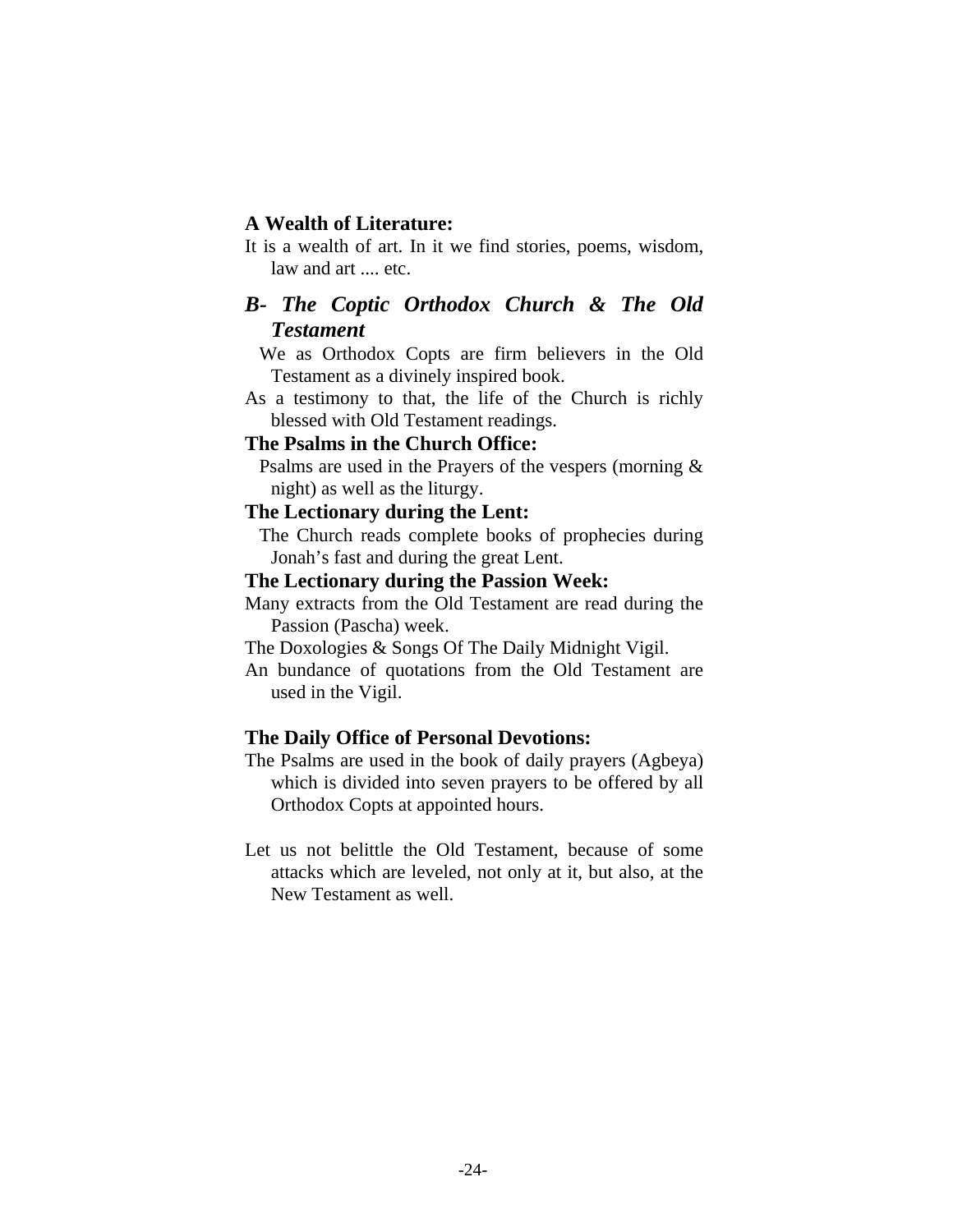**A Wealth of Literature:**

It is a wealth of art. In it we find stories, poems, wisdom, law and art .... etc.

## *B- The Coptic Orthodox Church & The Old Testament*

We as Orthodox Copts are firm believers in the Old Testament as a divinely inspired book.

As a testimony to that, the life of the Church is richly blessed with Old Testament readings.

**The Psalms in the Church Office:**

Psalms are used in the Prayers of the vespers (morning & night) as well as the liturgy.

**The Lectionary during the Lent:**

The Church reads complete books of prophecies during Jonah's fast and during the great Lent.

**The Lectionary during the Passion Week:**

Many extracts from the Old Testament are read during the Passion (Pascha) week.

The Doxologies & Songs Of The Daily Midnight Vigil.

An bundance of quotations from the Old Testament are used in the Vigil.

**The Daily Office of Personal Devotions:**

The Psalms are used in the book of daily prayers (Agbeya) which is divided into seven prayers to be offered by all Orthodox Copts at appointed hours.

Let us not belittle the Old Testament, because of some attacks which are leveled, not only at it, but also, at the New Testament as well.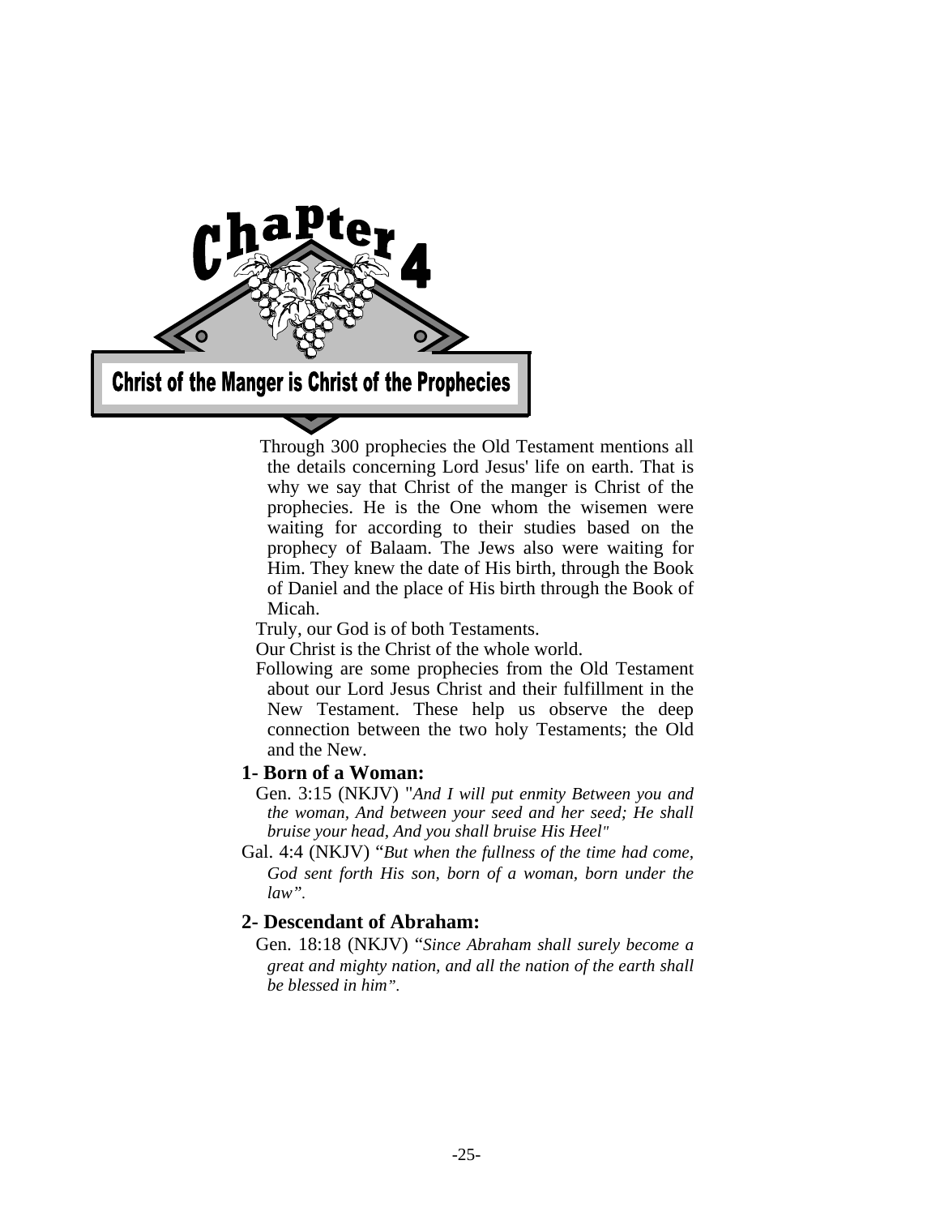# Chapter 4

## Christ of the Manger is Christ of the Prophecies

Through 300 prophecies the Old Testament mentions all the details concerning Lord Jesus' life on earth. That is why we say that Christ of the manger is Christ of the prophecies. He is the One whom the wisemen were waiting for according to their studies based on the prophecy of Balaam. The Jews also were waiting for Him. They knew the date of His birth, through the Book of Daniel and the place of His birth through the Book of Micah.

Truly, our God is of both Testaments.

Our Christ is the Christ of the whole world.

Following are some prophecies from the Old Testament about our Lord Jesus Christ and their fulfillment in the New Testament. These help us observe the deep connection between the two holy Testaments; the Old and the New.

### 1- Born of a Woman:

Gen. 3:15 (NKJV) "*And I will put enmity Between you and the woman, And between your seed and her seed; He shall bruise your head, And you shall bruise His Heel*"

Gal. 4:4 (NKJV) "*But when the fullness of the time had come, God sent forth His son, born of a woman, born under the law*".

### 2- Descendant of Abraham:

Gen. 18:18 (NKJV) "*Since Abraham shall surely become a great and mighty nation, and all the nation of the earth shall be blessed in him*".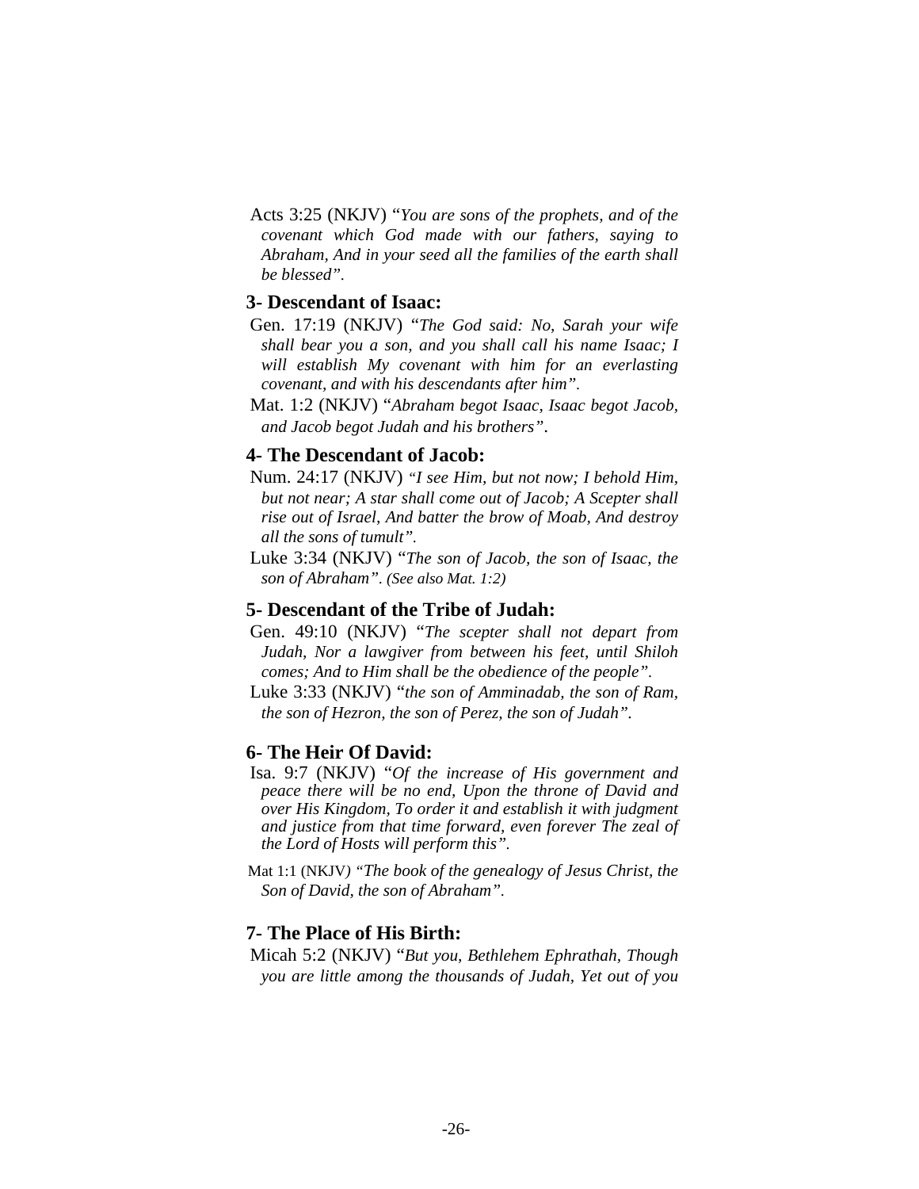Acts 3:25 (NKJV) "*You are sons of the prophets, and of the covenant which God made with our fathers, saying to Abraham, And in your seed all the families of the earth shall be blessed".*

### 3- Descendant of Isaac:

Gen. 17:19 (NKJV) "*The God said: No, Sarah your wife shall bear you a son, and you shall call his name Isaac; I will establish My covenant with him for an everlasting covenant, and with his descendants after him".*

Mat. 1:2 (NKJV) "*Abraham begot Isaac, Isaac begot Jacob, and Jacob begot Judah and his brothers"*.

### 4- The Descendant of Jacob:

Num. 24:17 (NKJV) *"I see Him, but not now; I behold Him, but not near; A star shall come out of Jacob; A Scepter shall rise out of Israel, And batter the brow of Moab, And destroy all the sons of tumult".*

Luke 3:34 (NKJV) "*The son of Jacob, the son of Isaac, the son of Abraham". (See also Mat. 1:2)*

### 5- Descendant of the Tribe of Judah:

Gen. 49:10 (NKJV) "*The scepter shall not depart from Judah, Nor a lawgiver from between his feet, until Shiloh comes; And to Him shall be the obedience of the people".*

Luke 3:33 (NKJV) "*the son of Amminadab, the son of Ram, the son of Hezron, the son of Perez, the son of Judah".*

### 6- The Heir Of David:

Isa. 9:7 (NKJV) "*Of the increase of His government and peace there will be no end, Upon the throne of David and over His Kingdom, To order it and establish it with judgment and justice from that time forward, even forever The zeal of the Lord of Hosts will perform this".*

Mat 1:1 (NKJV) *"The book of the genealogy of Jesus Christ, the Son of David, the son of Abraham".*

### 7- The Place of His Birth:

Micah 5:2 (NKJV) "*But you, Bethlehem Ephrathah, Though you are little among the thousands of Judah, Yet out of you*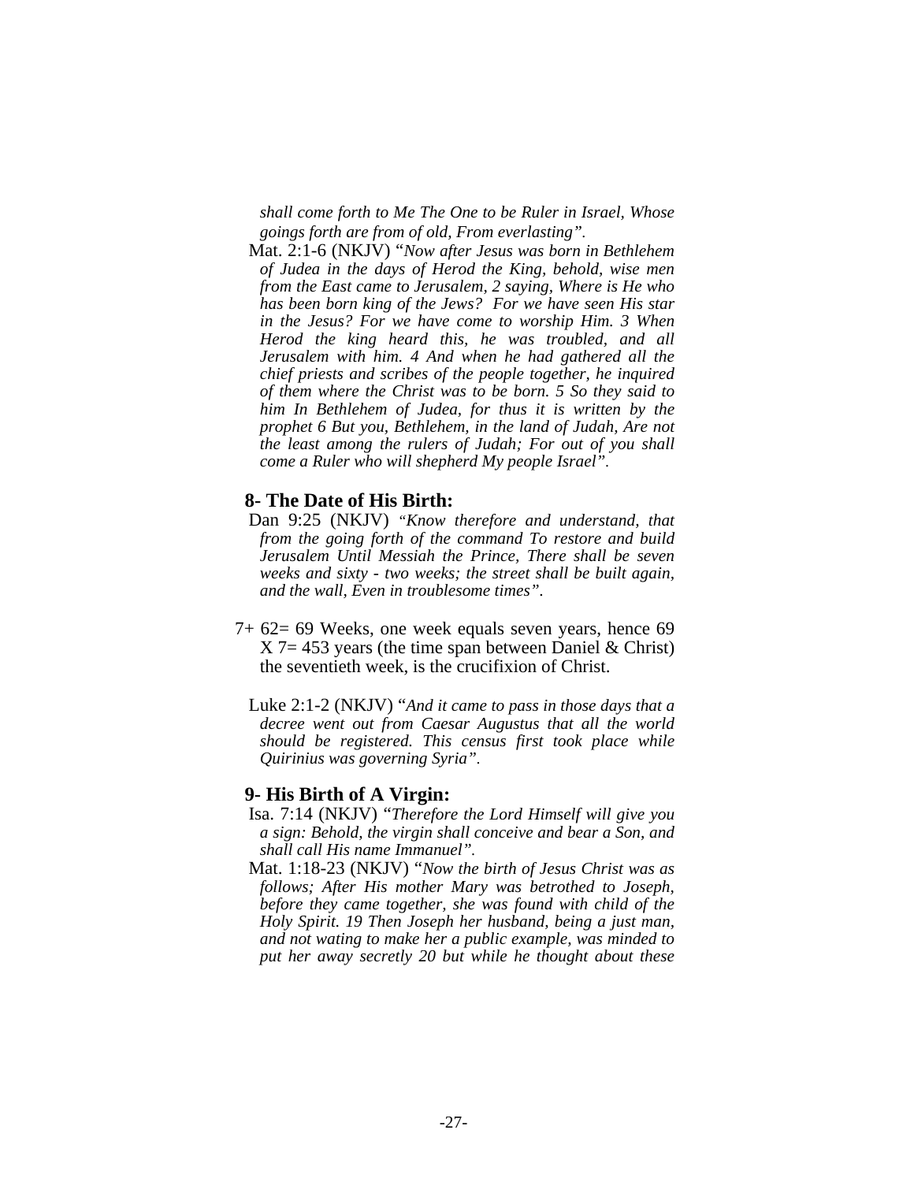*shall come forth to Me The One to be Ruler in Israel, Whose goings forth are from of old, From everlasting".*

Mat. 2:1-6 (NKJV) "*Now after Jesus was born in Bethlehem of Judea in the days of Herod the King, behold, wise men from the East came to Jerusalem, 2 saying, Where is He who has been born king of the Jews? For we have seen His star in the Jesus? For we have come to worship Him. 3 When Herod the king heard this, he was troubled, and all Jerusalem with him. 4 And when he had gathered all the chief priests and scribes of the people together, he inquired of them where the Christ was to be born. 5 So they said to him In Bethlehem of Judea, for thus it is written by the prophet 6 But you, Bethlehem, in the land of Judah, Are not the least among the rulers of Judah; For out of you shall come a Ruler who will shepherd My people Israel".*

## 8- The Date of His Birth:

Dan 9:25 (NKJV) *"Know therefore and understand, that from the going forth of the command To restore and build Jerusalem Until Messiah the Prince, There shall be seven weeks and sixty - two weeks; the street shall be built again, and the wall, Even in troublesome times".*

7+ 62= 69 Weeks, one week equals seven years, hence 69 X 7= 453 years (the time span between Daniel & Christ) the seventieth week, is the crucifixion of Christ.

Luke 2:1-2 (NKJV) "*And it came to pass in those days that a decree went out from Caesar Augustus that all the world should be registered. This census first took place while Quirinius was governing Syria".*

## 9- His Birth of A Virgin:

Isa. 7:14 (NKJV) "*Therefore the Lord Himself will give you a sign: Behold, the virgin shall conceive and bear a Son, and shall call His name Immanuel".*

Mat. 1:18-23 (NKJV) "*Now the birth of Jesus Christ was as follows; After His mother Mary was betrothed to Joseph, before they came together, she was found with child of the Holy Spirit. 19 Then Joseph her husband, being a just man, and not wating to make her a public example, was minded to put her away secretly 20 but while he thought about these*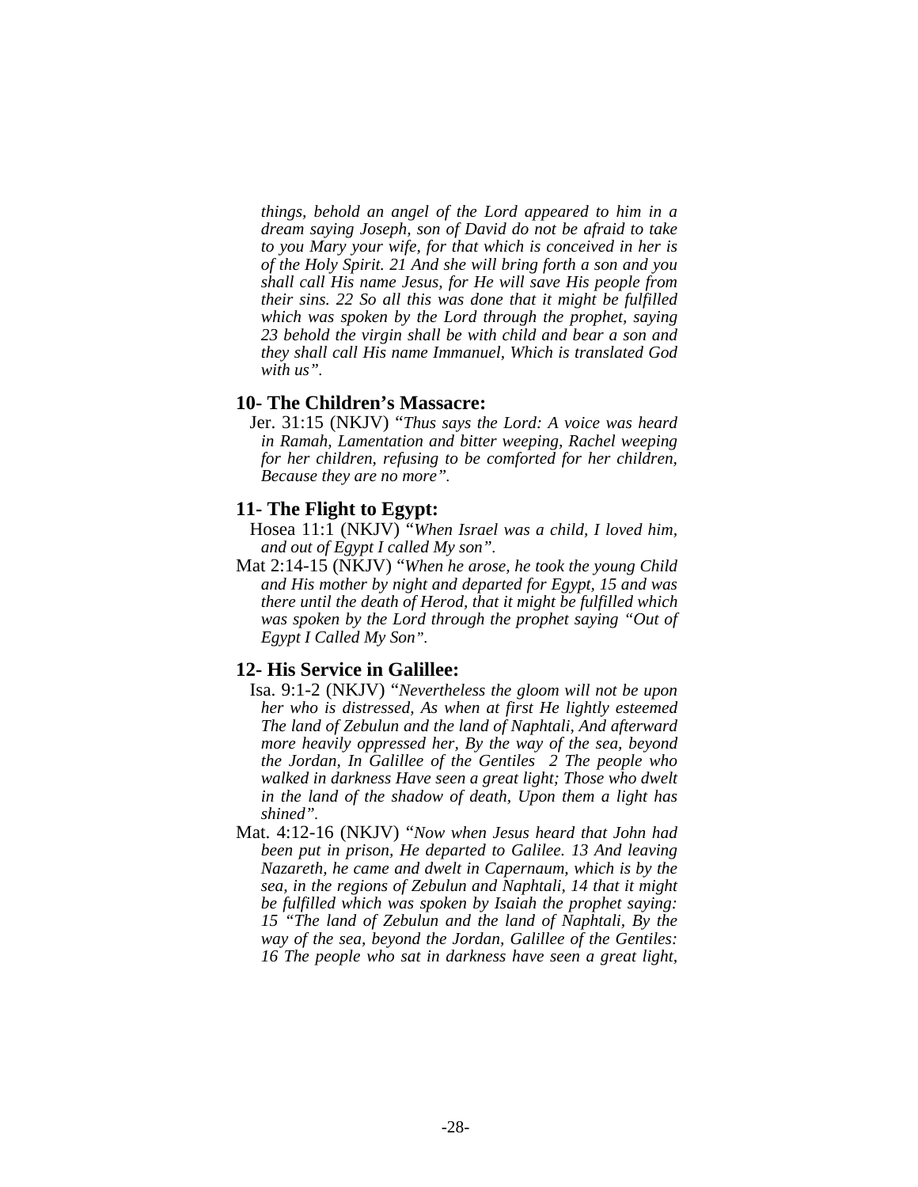*things, behold an angel of the Lord appeared to him in a dream saying Joseph, son of David do not be afraid to take to you Mary your wife, for that which is conceived in her is of the Holy Spirit. 21 And she will bring forth a son and you shall call His name Jesus, for He will save His people from their sins. 22 So all this was done that it might be fulfilled which was spoken by the Lord through the prophet, saying 23 behold the virgin shall be with child and bear a son and they shall call His name Immanuel, Which is translated God with us".*

### 10- The Children's Massacre:

Jer. 31:15 (NKJV) "*Thus says the Lord: A voice was heard in Ramah, Lamentation and bitter weeping, Rachel weeping for her children, refusing to be comforted for her children, Because they are no more".*

### 11- The Flight to Egypt:

Hosea 11:1 (NKJV) "*When Israel was a child, I loved him, and out of Egypt I called My son".*

Mat 2:14-15 (NKJV) "*When he arose, he took the young Child and His mother by night and departed for Egypt, 15 and was there until the death of Herod, that it might be fulfilled which was spoken by the Lord through the prophet saying "Out of Egypt I Called My Son".*

### 12- His Service in Galillee:

Isa. 9:1-2 (NKJV) "*Nevertheless the gloom will not be upon her who is distressed, As when at first He lightly esteemed The land of Zebulun and the land of Naphtali, And afterward more heavily oppressed her, By the way of the sea, beyond the Jordan, In Galillee of the Gentiles 2 The people who walked in darkness Have seen a great light; Those who dwelt in the land of the shadow of death, Upon them a light has shined".*

Mat. 4:12-16 (NKJV) "*Now when Jesus heard that John had been put in prison, He departed to Galilee. 13 And leaving Nazareth, he came and dwelt in Capernaum, which is by the sea, in the regions of Zebulun and Naphtali, 14 that it might be fulfilled which was spoken by Isaiah the prophet saying: 15 "The land of Zebulun and the land of Naphtali, By the way of the sea, beyond the Jordan, Galillee of the Gentiles: 16 The people who sat in darkness have seen a great light,*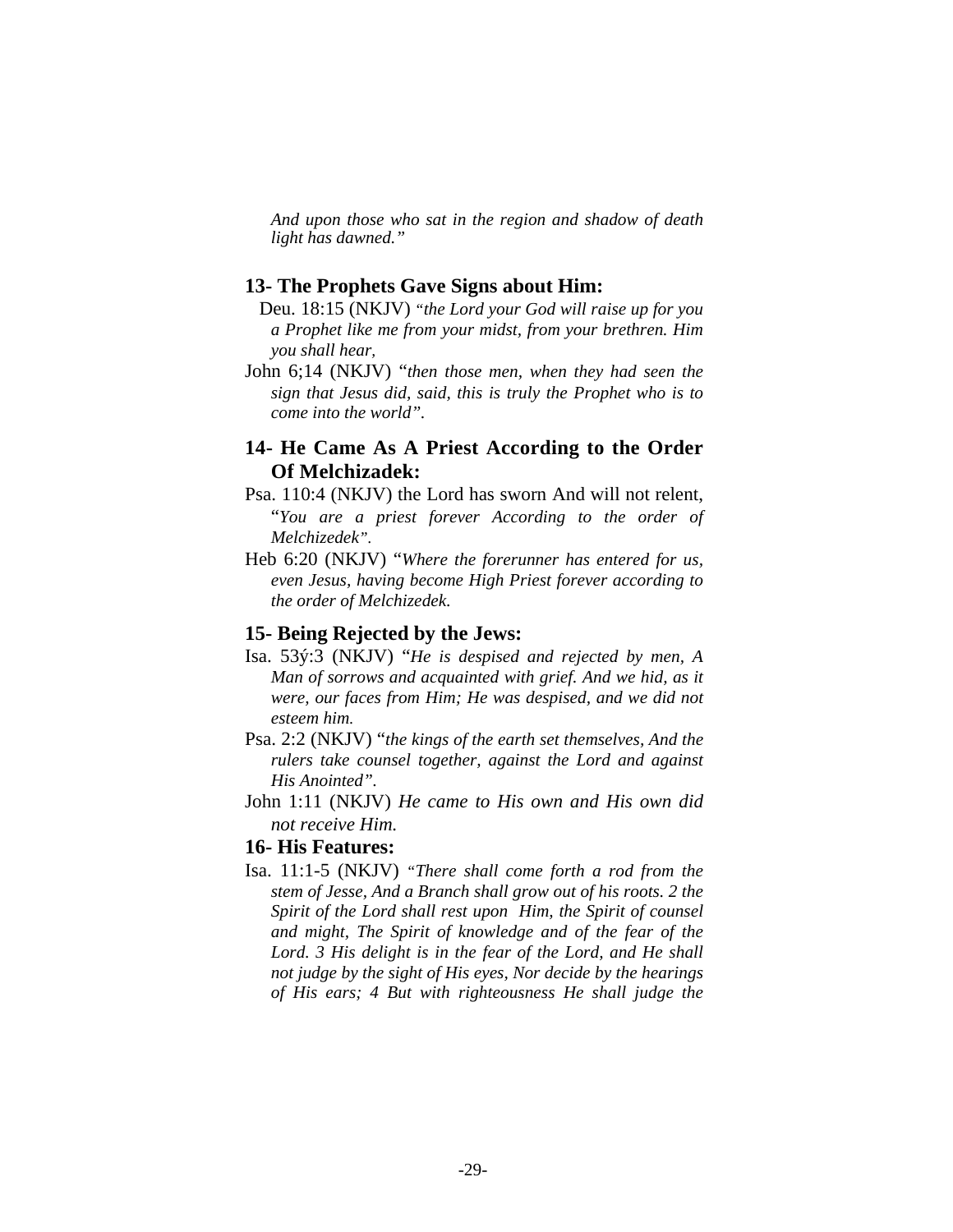*And upon those who sat in the region and shadow of death light has dawned."*

### 13- The Prophets Gave Signs about Him:

Deu. 18:15 (NKJV) *"the Lord your God will raise up for you a Prophet like me from your midst, from your brethren. Him you shall hear,*

John 6;14 (NKJV) "*then those men, when they had seen the sign that Jesus did, said, this is truly the Prophet who is to come into the world".*

### 14- He Came As A Priest According to the Order Of Melchizadek:

Psa. 110:4 (NKJV) the Lord has sworn And will not relent, "*You are a priest forever According to the order of Melchizedek".*

Heb 6:20 (NKJV) "*Where the forerunner has entered for us, even Jesus, having become High Priest forever according to the order of Melchizedek.*

### 15- Being Rejected by the Jews:

Isa. 53ý:3 (NKJV) "*He is despised and rejected by men, A Man of sorrows and acquainted with grief. And we hid, as it were, our faces from Him; He was despised, and we did not esteem him.*

Psa. 2:2 (NKJV) "*the kings of the earth set themselves, And the rulers take counsel together, against the Lord and against His Anointed".*

John 1:11 (NKJV) *He came to His own and His own did not receive Him.*

### 16- His Features:

Isa. 11:1-5 (NKJV) *"There shall come forth a rod from the stem of Jesse, And a Branch shall grow out of his roots. 2 the Spirit of the Lord shall rest upon Him, the Spirit of counsel and might, The Spirit of knowledge and of the fear of the Lord. 3 His delight is in the fear of the Lord, and He shall not judge by the sight of His eyes, Nor decide by the hearings of His ears; 4 But with righteousness He shall judge the*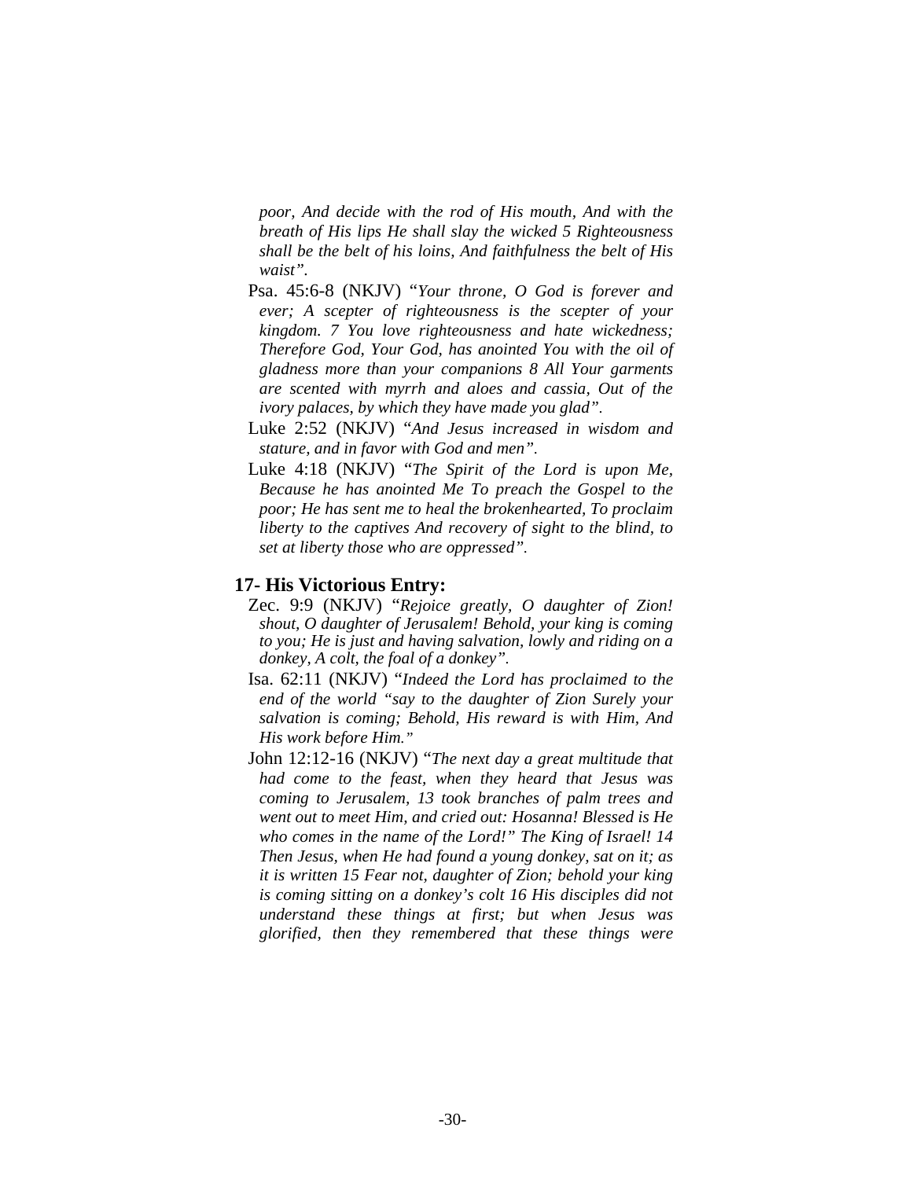*poor, And decide with the rod of His mouth, And with the breath of His lips He shall slay the wicked 5 Righteousness shall be the belt of his loins, And faithfulness the belt of His waist".*

Psa. 45:6-8 (NKJV) "*Your throne, O God is forever and ever; A scepter of righteousness is the scepter of your kingdom. 7 You love righteousness and hate wickedness; Therefore God, Your God, has anointed You with the oil of gladness more than your companions 8 All Your garments are scented with myrrh and aloes and cassia, Out of the ivory palaces, by which they have made you glad".*

Luke 2:52 (NKJV) "*And Jesus increased in wisdom and stature, and in favor with God and men".*

Luke 4:18 (NKJV) "*The Spirit of the Lord is upon Me, Because he has anointed Me To preach the Gospel to the poor; He has sent me to heal the brokenhearted, To proclaim liberty to the captives And recovery of sight to the blind, to set at liberty those who are oppressed".*

### 17- His Victorious Entry:

Zec. 9:9 (NKJV) "*Rejoice greatly, O daughter of Zion! shout, O daughter of Jerusalem! Behold, your king is coming to you; He is just and having salvation, lowly and riding on a donkey, A colt, the foal of a donkey".*

Isa. 62:11 (NKJV) "*Indeed the Lord has proclaimed to the end of the world "say to the daughter of Zion Surely your salvation is coming; Behold, His reward is with Him, And His work before Him."*

John 12:12-16 (NKJV) "*The next day a great multitude that had come to the feast, when they heard that Jesus was coming to Jerusalem, 13 took branches of palm trees and went out to meet Him, and cried out: Hosanna! Blessed is He who comes in the name of the Lord!" The King of Israel! 14 Then Jesus, when He had found a young donkey, sat on it; as it is written 15 Fear not, daughter of Zion; behold your king is coming sitting on a donkey's colt 16 His disciples did not understand these things at first; but when Jesus was glorified, then they remembered that these things were*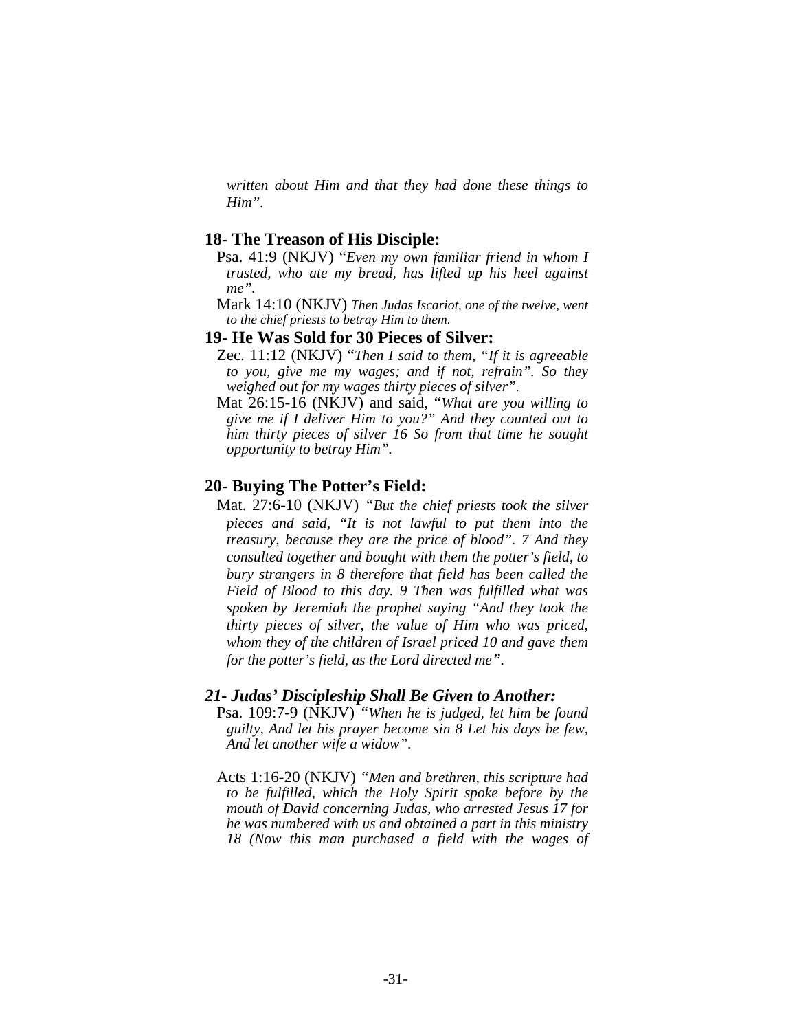*written about Him and that they had done these things to Him".*

## 18- The Treason of His Disciple:

Psa. 41:9 (NKJV) "*Even my own familiar friend in whom I trusted, who ate my bread, has lifted up his heel against me".*

Mark 14:10 (NKJV) *Then Judas Iscariot, one of the twelve, went to the chief priests to betray Him to them.*

## 19- He Was Sold for 30 Pieces of Silver:

Zec. 11:12 (NKJV) "*Then I said to them, "If it is agreeable to you, give me my wages; and if not, refrain". So they weighed out for my wages thirty pieces of silver".*

Mat 26:15-16 (NKJV) and said, "*What are you willing to give me if I deliver Him to you?" And they counted out to him thirty pieces of silver 16 So from that time he sought opportunity to betray Him".*

## 20- Buying The Potter's Field:

Mat. 27:6-10 (NKJV) *"But the chief priests took the silver pieces and said, "It is not lawful to put them into the treasury, because they are the price of blood". 7 And they consulted together and bought with them the potter's field, to bury strangers in 8 therefore that field has been called the Field of Blood to this day. 9 Then was fulfilled what was spoken by Jeremiah the prophet saying "And they took the thirty pieces of silver, the value of Him who was priced, whom they of the children of Israel priced 10 and gave them for the potter's field, as the Lord directed me".*

## *21- Judas' Discipleship Shall Be Given to Another:*

Psa. 109:7-9 (NKJV) *"When he is judged, let him be found guilty, And let his prayer become sin 8 Let his days be few, And let another wife a widow".*

Acts 1:16-20 (NKJV) *"Men and brethren, this scripture had to be fulfilled, which the Holy Spirit spoke before by the mouth of David concerning Judas, who arrested Jesus 17 for he was numbered with us and obtained a part in this ministry 18 (Now this man purchased a field with the wages of*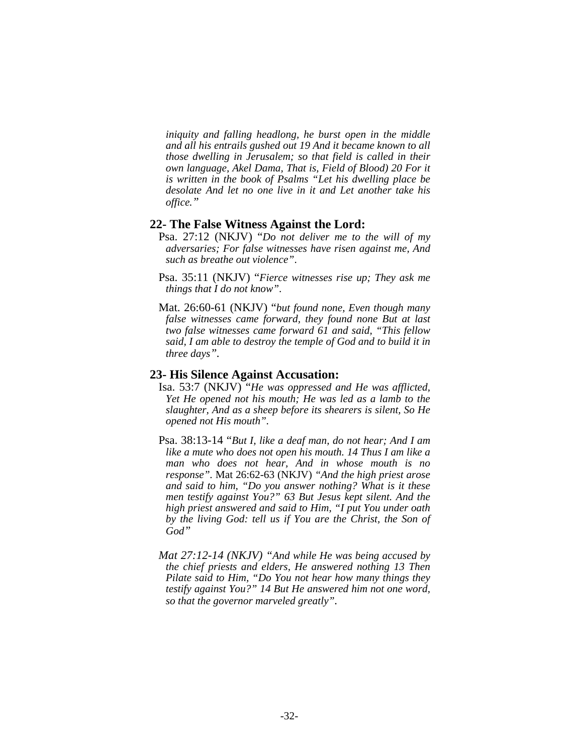*iniquity and falling headlong, he burst open in the middle and all his entrails gushed out 19 And it became known to all those dwelling in Jerusalem; so that field is called in their own language, Akel Dama, That is, Field of Blood) 20 For it is written in the book of Psalms "Let his dwelling place be desolate And let no one live in it and Let another take his office."*

## 22- The False Witness Against the Lord:

Psa. 27:12 (NKJV) "*Do not deliver me to the will of my adversaries; For false witnesses have risen against me, And such as breathe out violence"*.

Psa. 35:11 (NKJV) "*Fierce witnesses rise up; They ask me things that I do not know"*.

Mat. 26:60-61 (NKJV) "*but found none, Even though many false witnesses came forward, they found none But at last two false witnesses came forward 61 and said, "This fellow said, I am able to destroy the temple of God and to build it in three days"*.

## 23- His Silence Against Accusation:

Isa. 53:7 (NKJV) "*He was oppressed and He was afflicted, Yet He opened not his mouth; He was led as a lamb to the slaughter, And as a sheep before its shearers is silent, So He opened not His mouth"*.

Psa. 38:13-14 "*But I, like a deaf man, do not hear; And I am like a mute who does not open his mouth. 14 Thus I am like a man who does not hear, And in whose mouth is no response"*. Mat 26:62-63 (NKJV) *"And the high priest arose and said to him, "Do you answer nothing? What is it these men testify against You?" 63 But Jesus kept silent. And the high priest answered and said to Him, "I put You under oath by the living God: tell us if You are the Christ, the Son of God"*

*Mat 27:12-14 (NKJV) "And while He was being accused by the chief priests and elders, He answered nothing 13 Then Pilate said to Him, "Do You not hear how many things they testify against You?" 14 But He answered him not one word, so that the governor marveled greatly"*.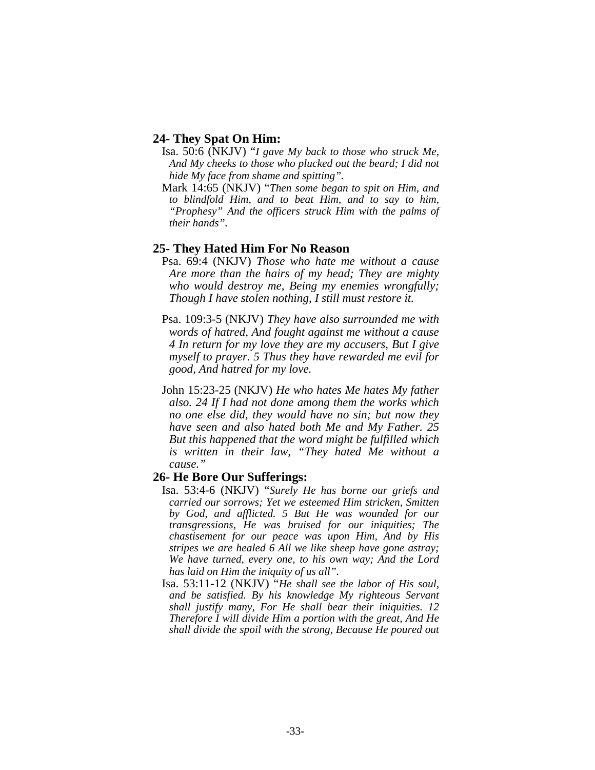### 24- They Spat On Him:

Isa. 50:6 (NKJV) "*I gave My back to those who struck Me, And My cheeks to those who plucked out the beard; I did not hide My face from shame and spitting".*

Mark 14:65 (NKJV) "*Then some began to spit on Him, and to blindfold Him, and to beat Him, and to say to him, "Prophesy" And the officers struck Him with the palms of their hands".*

### 25- They Hated Him For No Reason

Psa. 69:4 (NKJV) *Those who hate me without a cause Are more than the hairs of my head; They are mighty who would destroy me, Being my enemies wrongfully; Though I have stolen nothing, I still must restore it.*

Psa. 109:3-5 (NKJV) *They have also surrounded me with words of hatred, And fought against me without a cause 4 In return for my love they are my accusers, But I give myself to prayer. 5 Thus they have rewarded me evil for good, And hatred for my love.*

John 15:23-25 (NKJV) *He who hates Me hates My father also. 24 If I had not done among them the works which no one else did, they would have no sin; but now they have seen and also hated both Me and My Father. 25 But this happened that the word might be fulfilled which is written in their law, "They hated Me without a cause."*

### 26- He Bore Our Sufferings:

Isa. 53:4-6 (NKJV) "*Surely He has borne our griefs and carried our sorrows; Yet we esteemed Him stricken, Smitten by God, and afflicted. 5 But He was wounded for our transgressions, He was bruised for our iniquities; The chastisement for our peace was upon Him, And by His stripes we are healed 6 All we like sheep have gone astray; We have turned, every one, to his own way; And the Lord has laid on Him the iniquity of us all".*

Isa. 53:11-12 (NKJV) "*He shall see the labor of His soul, and be satisfied. By his knowledge My righteous Servant shall justify many, For He shall bear their iniquities. 12 Therefore I will divide Him a portion with the great, And He shall divide the spoil with the strong, Because He poured out*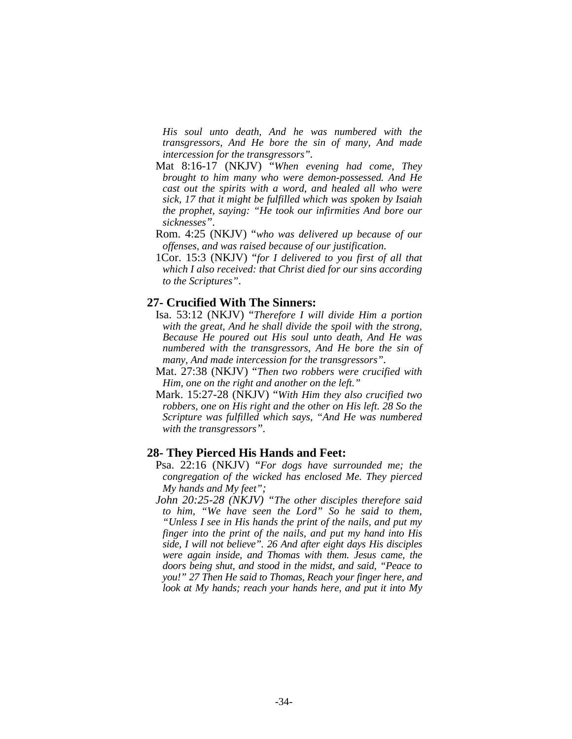*His soul unto death, And he was numbered with the transgressors, And He bore the sin of many, And made intercession for the transgressors".*

Mat 8:16-17 (NKJV) "*When evening had come, They brought to him many who were demon-possessed. And He cast out the spirits with a word, and healed all who were sick, 17 that it might be fulfilled which was spoken by Isaiah the prophet, saying: "He took our infirmities And bore our sicknesses".*

Rom. 4:25 (NKJV) "*who was delivered up because of our offenses, and was raised because of our justification.*

1Cor. 15:3 (NKJV) "*for I delivered to you first of all that which I also received: that Christ died for our sins according to the Scriptures".*

## 27- Crucified With The Sinners:

Isa. 53:12 (NKJV) "*Therefore I will divide Him a portion with the great, And he shall divide the spoil with the strong, Because He poured out His soul unto death, And He was numbered with the transgressors, And He bore the sin of many, And made intercession for the transgressors".*

Mat. 27:38 (NKJV) "*Then two robbers were crucified with Him, one on the right and another on the left."*

Mark. 15:27-28 (NKJV) "*With Him they also crucified two robbers, one on His right and the other on His left. 28 So the Scripture was fulfilled which says, "And He was numbered with the transgressors".*

## 28- They Pierced His Hands and Feet:

Psa. 22:16 (NKJV) "*For dogs have surrounded me; the congregation of the wicked has enclosed Me. They pierced My hands and My feet";*

*John 20:25-28 (NKJV) "The other disciples therefore said to him, "We have seen the Lord" So he said to them, "Unless I see in His hands the print of the nails, and put my finger into the print of the nails, and put my hand into His side, I will not believe". 26 And after eight days His disciples were again inside, and Thomas with them. Jesus came, the doors being shut, and stood in the midst, and said, "Peace to you!" 27 Then He said to Thomas, Reach your finger here, and look at My hands; reach your hands here, and put it into My*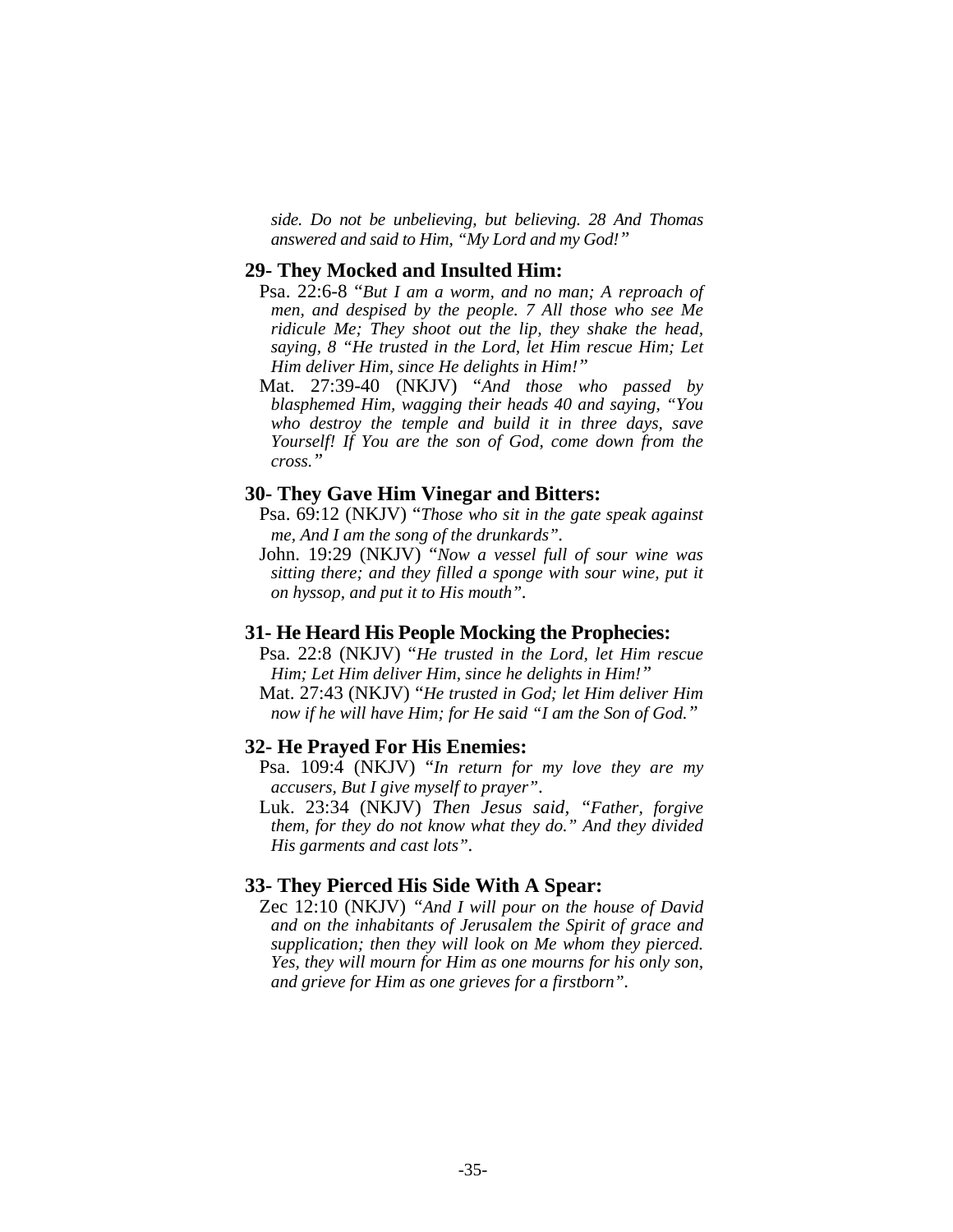*side. Do not be unbelieving, but believing. 28 And Thomas answered and said to Him, "My Lord and my God!"*

### 29- They Mocked and Insulted Him:

Psa. 22:6-8 "*But I am a worm, and no man; A reproach of men, and despised by the people. 7 All those who see Me ridicule Me; They shoot out the lip, they shake the head, saying, 8 "He trusted in the Lord, let Him rescue Him; Let Him deliver Him, since He delights in Him!"*

Mat. 27:39-40 (NKJV) "*And those who passed by blasphemed Him, wagging their heads 40 and saying, "You who destroy the temple and build it in three days, save Yourself! If You are the son of God, come down from the cross."*

### 30- They Gave Him Vinegar and Bitters:

Psa. 69:12 (NKJV) "*Those who sit in the gate speak against me, And I am the song of the drunkards".*

John. 19:29 (NKJV) "*Now a vessel full of sour wine was sitting there; and they filled a sponge with sour wine, put it on hyssop, and put it to His mouth".*

### 31- He Heard His People Mocking the Prophecies:

Psa. 22:8 (NKJV) "*He trusted in the Lord, let Him rescue Him; Let Him deliver Him, since he delights in Him!"*

Mat. 27:43 (NKJV) "*He trusted in God; let Him deliver Him now if he will have Him; for He said "I am the Son of God."*

### 32- He Prayed For His Enemies:

Psa. 109:4 (NKJV) "*In return for my love they are my accusers, But I give myself to prayer".*

Luk. 23:34 (NKJV) *Then Jesus said, "Father, forgive them, for they do not know what they do." And they divided His garments and cast lots".*

### 33- They Pierced His Side With A Spear:

Zec 12:10 (NKJV) "*And I will pour on the house of David and on the inhabitants of Jerusalem the Spirit of grace and supplication; then they will look on Me whom they pierced. Yes, they will mourn for Him as one mourns for his only son, and grieve for Him as one grieves for a firstborn".*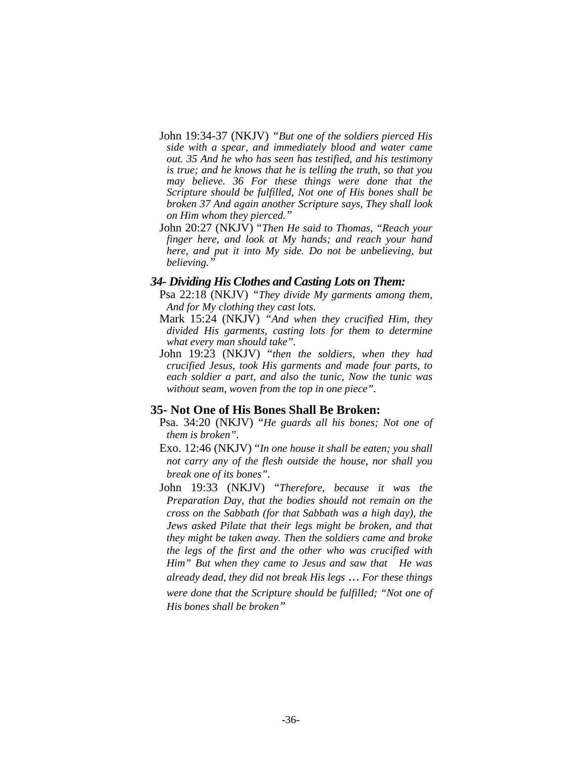John 19:34-37 (NKJV) *"But one of the soldiers pierced His side with a spear, and immediately blood and water came out. 35 And he who has seen has testified, and his testimony is true; and he knows that he is telling the truth, so that you may believe. 36 For these things were done that the Scripture should be fulfilled, Not one of His bones shall be broken 37 And again another Scripture says, They shall look on Him whom they pierced."*

John 20:27 (NKJV) "*Then He said to Thomas, "Reach your finger here, and look at My hands; and reach your hand here, and put it into My side. Do not be unbelieving, but believing."*

### *34- Dividing His Clothes and Casting Lots on Them:*

Psa 22:18 (NKJV) *"They divide My garments among them, And for My clothing they cast lots.*

Mark 15:24 (NKJV) *"And when they crucified Him, they divided His garments, casting lots for them to determine what every man should take".*

John 19:23 (NKJV) "*then the soldiers, when they had crucified Jesus, took His garments and made four parts, to each soldier a part, and also the tunic, Now the tunic was without seam, woven from the top in one piece".*

### 35- Not One of His Bones Shall Be Broken:

Psa. 34:20 (NKJV) "*He guards all his bones; Not one of them is broken".*

Exo. 12:46 (NKJV) "*In one house it shall be eaten; you shall not carry any of the flesh outside the house, nor shall you break one of its bones".*

John 19:33 (NKJV) "*Therefore, because it was the Preparation Day, that the bodies should not remain on the cross on the Sabbath (for that Sabbath was a high day), the Jews asked Pilate that their legs might be broken, and that they might be taken away. Then the soldiers came and broke the legs of the first and the other who was crucified with Him" But when they came to Jesus and saw that He was already dead, they did not break His legs … For these things were done that the Scripture should be fulfilled; "Not one of His bones shall be broken"*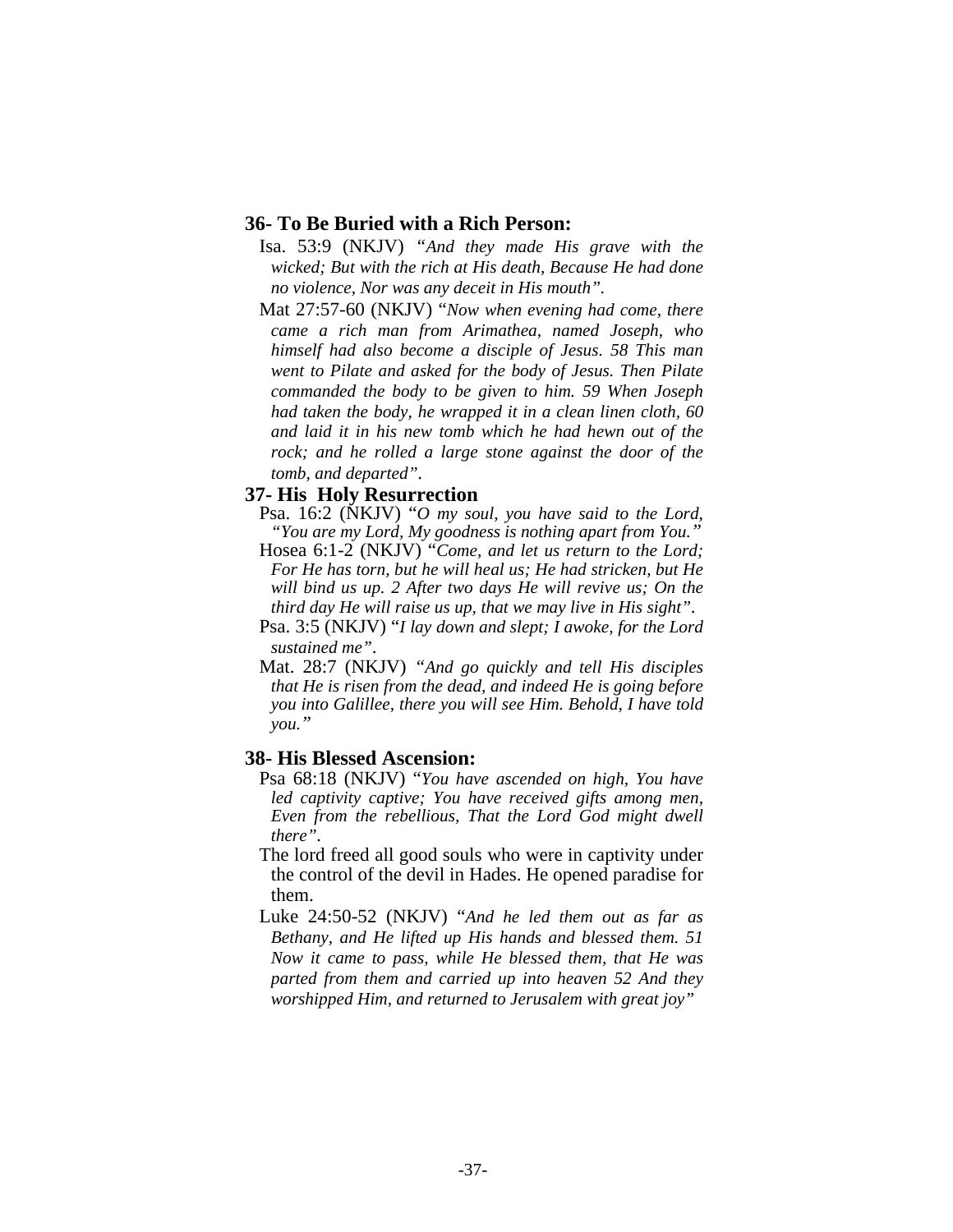### 36- To Be Buried with a Rich Person:

Isa. 53:9 (NKJV) *"And they made His grave with the wicked; But with the rich at His death, Because He had done no violence, Nor was any deceit in His mouth".*

Mat 27:57-60 (NKJV) "*Now when evening had come, there came a rich man from Arimathea, named Joseph, who himself had also become a disciple of Jesus. 58 This man went to Pilate and asked for the body of Jesus. Then Pilate commanded the body to be given to him. 59 When Joseph had taken the body, he wrapped it in a clean linen cloth, 60 and laid it in his new tomb which he had hewn out of the rock; and he rolled a large stone against the door of the tomb, and departed".*

### 37- His Holy Resurrection

Psa. 16:2 (NKJV) "*O my soul, you have said to the Lord, "You are my Lord, My goodness is nothing apart from You."*

Hosea 6:1-2 (NKJV) "*Come, and let us return to the Lord; For He has torn, but he will heal us; He had stricken, but He will bind us up. 2 After two days He will revive us; On the third day He will raise us up, that we may live in His sight".*

Psa. 3:5 (NKJV) "*I lay down and slept; I awoke, for the Lord sustained me".*

Mat. 28:7 (NKJV) *"And go quickly and tell His disciples that He is risen from the dead, and indeed He is going before you into Galillee, there you will see Him. Behold, I have told you."*

### 38- His Blessed Ascension:

Psa 68:18 (NKJV) "*You have ascended on high, You have led captivity captive; You have received gifts among men, Even from the rebellious, That the Lord God might dwell there".*

The lord freed all good souls who were in captivity under the control of the devil in Hades. He opened paradise for them.

Luke 24:50-52 (NKJV) "*And he led them out as far as Bethany, and He lifted up His hands and blessed them. 51 Now it came to pass, while He blessed them, that He was parted from them and carried up into heaven 52 And they worshipped Him, and returned to Jerusalem with great joy"*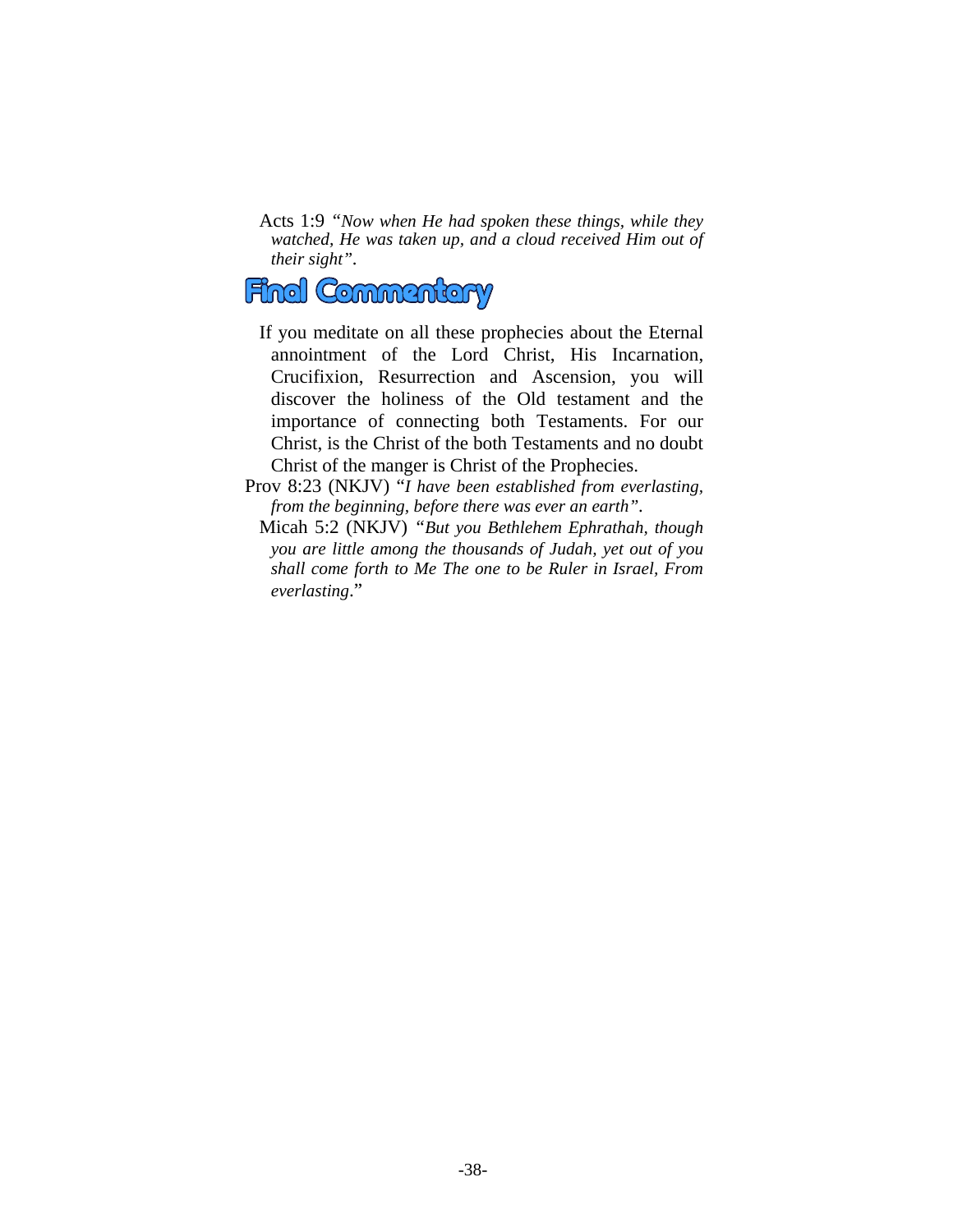Acts 1:9 *"Now when He had spoken these things, while they watched, He was taken up, and a cloud received Him out of their sight".*

## Final Commentary

If you meditate on all these prophecies about the Eternal annointment of the Lord Christ, His Incarnation, Crucifixion, Resurrection and Ascension, you will discover the holiness of the Old testament and the importance of connecting both Testaments. For our Christ, is the Christ of the both Testaments and no doubt Christ of the manger is Christ of the Prophecies.

Prov 8:23 (NKJV) *"I have been established from everlasting, from the beginning, before there was ever an earth".*

Micah 5:2 (NKJV) *"But you Bethlehem Ephrathah, though you are little among the thousands of Judah, yet out of you shall come forth to Me The one to be Ruler in Israel, From everlasting*."